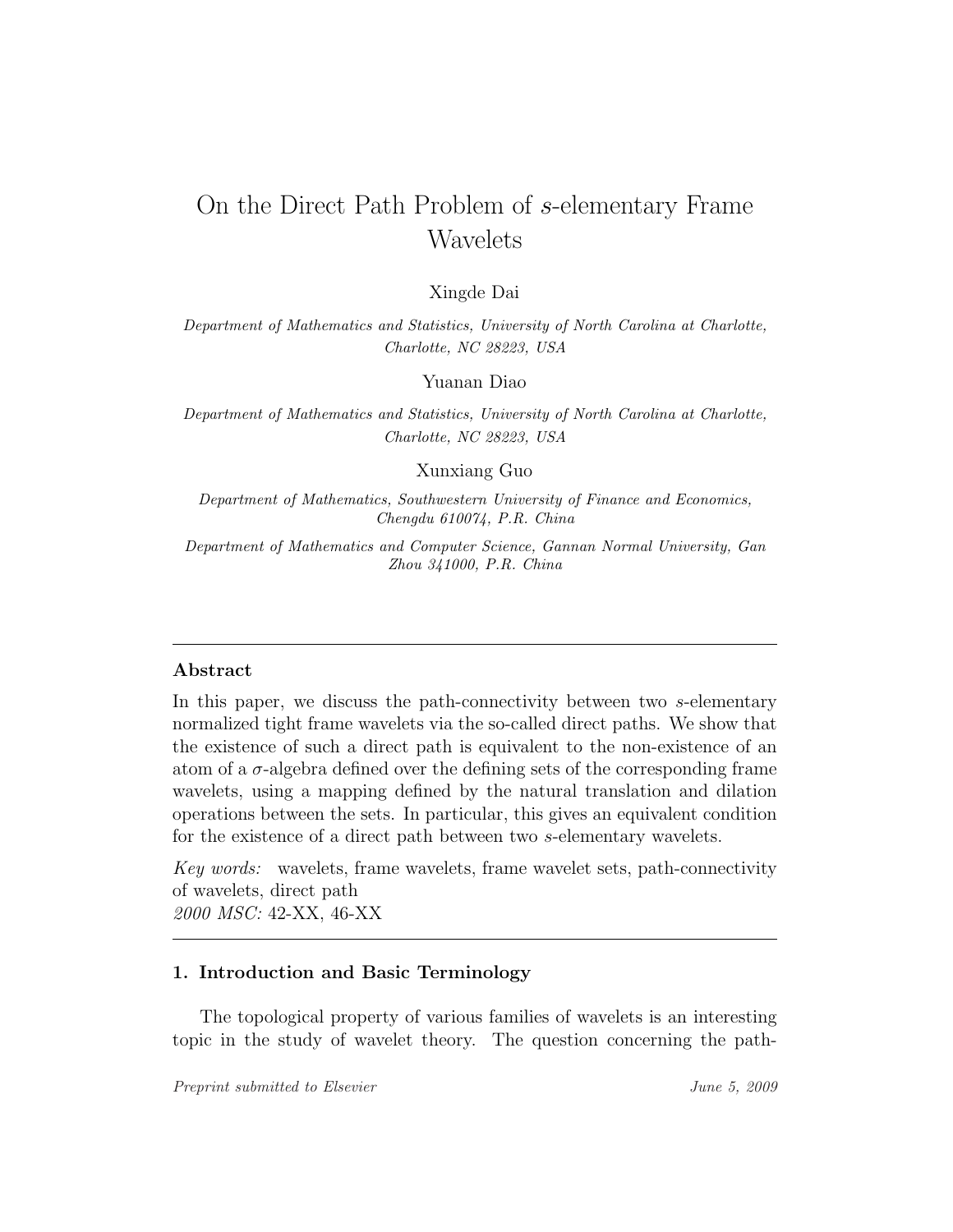# On the Direct Path Problem of $s$-elementary Frame Wavelets

Xingde Dai

*Department of Mathematics and Statistics, University of North Carolina at Charlotte, Charlotte, NC 28223, USA*

Yuanan Diao

*Department of Mathematics and Statistics, University of North Carolina at Charlotte, Charlotte, NC 28223, USA*

Xunxiang Guo

*Department of Mathematics, Southwestern University of Finance and Economics, Chengdu 610074, P.R. China*

*Department of Mathematics and Computer Science, Gannan Normal University, Gan Zhou 341000, P.R. China*

---

**Abstract**

In this paper, we discuss the path-connectivity between two $s$-elementary normalized tight frame wavelets via the so-called direct paths. We show that the existence of such a direct path is equivalent to the non-existence of an atom of a $\sigma$-algebra defined over the defining sets of the corresponding frame wavelets, using a mapping defined by the natural translation and dilation operations between the sets. In particular, this gives an equivalent condition for the existence of a direct path between two $s$-elementary wavelets.

*Key words:* wavelets, frame wavelets, frame wavelet sets, path-connectivity of wavelets, direct path
*2000 MSC:* 42-XX, 46-XX

---

## 1. Introduction and Basic Terminology

The topological property of various families of wavelets is an interesting topic in the study of wavelet theory. The question concerning the path-

*Preprint submitted to Elsevier* *June 5, 2009*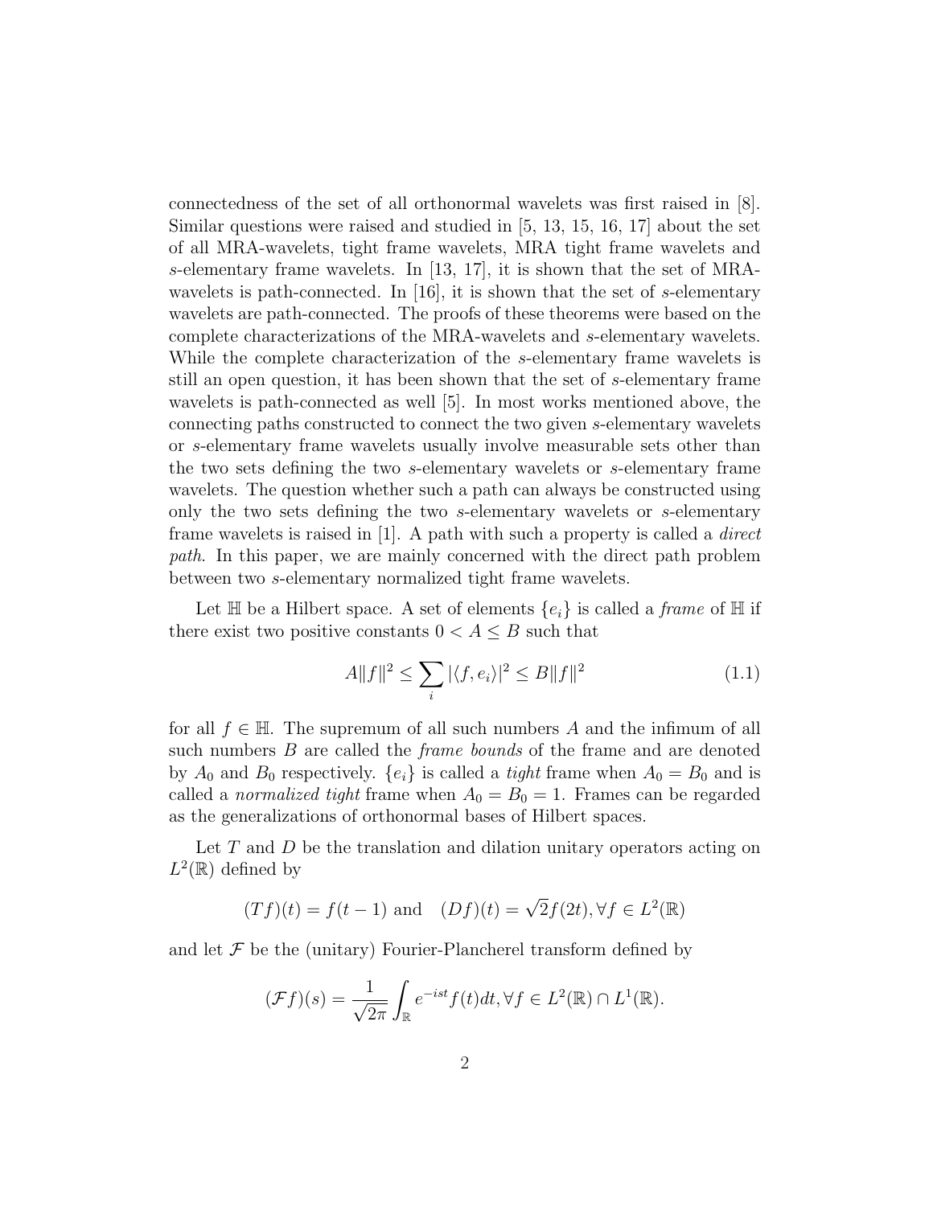connectedness of the set of all orthonormal wavelets was first raised in [8]. Similar questions were raised and studied in [5, 13, 15, 16, 17] about the set of all MRA-wavelets, tight frame wavelets, MRA tight frame wavelets and $s$-elementary frame wavelets. In [13, 17], it is shown that the set of MRA-wavelets is path-connected. In [16], it is shown that the set of $s$-elementary wavelets are path-connected. The proofs of these theorems were based on the complete characterizations of the MRA-wavelets and $s$-elementary wavelets. While the complete characterization of the $s$-elementary frame wavelets is still an open question, it has been shown that the set of $s$-elementary frame wavelets is path-connected as well [5]. In most works mentioned above, the connecting paths constructed to connect the two given $s$-elementary wavelets or $s$-elementary frame wavelets usually involve measurable sets other than the two sets defining the two $s$-elementary wavelets or $s$-elementary frame wavelets. The question whether such a path can always be constructed using only the two sets defining the two $s$-elementary wavelets or $s$-elementary frame wavelets is raised in [1]. A path with such a property is called a *direct path*. In this paper, we are mainly concerned with the direct path problem between two $s$-elementary normalized tight frame wavelets.

Let $\mathbb{H}$ be a Hilbert space. A set of elements $\{e_i\}$ is called a *frame* of $\mathbb{H}$ if there exist two positive constants $0 < A \leq B$ such that

$$A\|f\|^2 \leq \sum_i |\langle f, e_i \rangle|^2 \leq B\|f\|^2 \tag{1.1}$$

for all $f \in \mathbb{H}$. The supremum of all such numbers $A$ and the infimum of all such numbers $B$ are called the *frame bounds* of the frame and are denoted by $A_0$ and $B_0$ respectively. $\{e_i\}$ is called a *tight* frame when $A_0 = B_0$ and is called a *normalized tight* frame when $A_0 = B_0 = 1$. Frames can be regarded as the generalizations of orthonormal bases of Hilbert spaces.

Let $T$ and $D$ be the translation and dilation unitary operators acting on $L^2(\mathbb{R})$ defined by

$$(Tf)(t) = f(t-1) \text{ and } \quad (Df)(t) = \sqrt{2}f(2t), \forall f \in L^2(\mathbb{R})$$

and let $\mathcal{F}$ be the (unitary) Fourier-Plancherel transform defined by

$$(\mathcal{F}f)(s) = \frac{1}{\sqrt{2\pi}} \int_{\mathbb{R}} e^{-ist} f(t)dt, \forall f \in L^2(\mathbb{R}) \cap L^1(\mathbb{R}).$$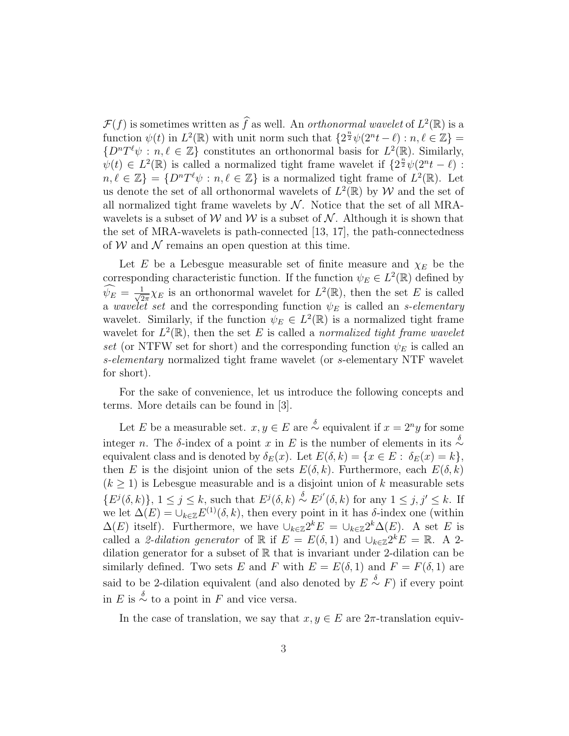$\mathcal{F}(f)$ is sometimes written as $\widehat{f}$ as well. An *orthonormal wavelet* of $L^2(\mathbb{R})$ is a function $\psi(t)$ in $L^2(\mathbb{R})$ with unit norm such that $\{2^{\frac{n}{2}}\psi(2^n t-\ell) : n, \ell \in \mathbb{Z}\} = \{D^n T^\ell \psi : n, \ell \in \mathbb{Z}\}$ constitutes an orthonormal basis for $L^2(\mathbb{R})$. Similarly, $\psi(t) \in L^2(\mathbb{R})$ is called a normalized tight frame wavelet if $\{2^{\frac{n}{2}}\psi(2^n t-\ell) : n, \ell \in \mathbb{Z}\} = \{D^n T^\ell \psi : n, \ell \in \mathbb{Z}\}$ is a normalized tight frame of $L^2(\mathbb{R})$. Let us denote the set of all orthonormal wavelets of $L^2(\mathbb{R})$ by $\mathcal{W}$ and the set of all normalized tight frame wavelets by $\mathcal{N}$. Notice that the set of all MRA-wavelets is a subset of $\mathcal{W}$ and $\mathcal{W}$ is a subset of $\mathcal{N}$. Although it is shown that the set of MRA-wavelets is path-connected [13, 17], the path-connectedness of $\mathcal{W}$ and $\mathcal{N}$ remains an open question at this time.

Let $E$ be a Lebesgue measurable set of finite measure and $\chi_E$ be the corresponding characteristic function. If the function $\psi_E \in L^2(\mathbb{R})$ defined by $\widehat{\psi_E} = \frac{1}{\sqrt{2\pi}}\chi_E$ is an orthonormal wavelet for $L^2(\mathbb{R})$, then the set $E$ is called a *wavelet set* and the corresponding function $\psi_E$ is called an *s-elementary* wavelet. Similarly, if the function $\psi_E \in L^2(\mathbb{R})$ is a normalized tight frame wavelet for $L^2(\mathbb{R})$, then the set $E$ is called a *normalized tight frame wavelet set* (or NTFW set for short) and the corresponding function $\psi_E$ is called an *s-elementary* normalized tight frame wavelet (or $s$-elementary NTF wavelet for short).

For the sake of convenience, let us introduce the following concepts and terms. More details can be found in [3].

Let $E$ be a measurable set. $x, y \in E$ are $\stackrel{\delta}{\sim}$ equivalent if $x = 2^n y$ for some integer $n$. The $\delta$-index of a point $x$ in $E$ is the number of elements in its $\stackrel{\delta}{\sim}$ equivalent class and is denoted by $\delta_E(x)$. Let $E(\delta, k) = \{x \in E : \delta_E(x) = k\}$, then $E$ is the disjoint union of the sets $E(\delta, k)$. Furthermore, each $E(\delta, k)$ ($k \geq 1$) is Lebesgue measurable and is a disjoint union of $k$ measurable sets $\{E^j(\delta, k)\}$, $1 \leq j \leq k$, such that $E^j(\delta, k) \stackrel{\delta}{\sim} E^{j'}(\delta, k)$ for any $1 \leq j, j' \leq k$. If we let $\Delta(E) = \cup_{k\in\mathbb{Z}} E^{(1)}(\delta, k)$, then every point in it has $\delta$-index one (within $\Delta(E)$ itself). Furthermore, we have $\cup_{k\in\mathbb{Z}} 2^k E = \cup_{k\in\mathbb{Z}} 2^k \Delta(E)$. A set $E$ is called a *2-dilation generator* of $\mathbb{R}$ if $E = E(\delta, 1)$ and $\cup_{k\in\mathbb{Z}} 2^k E = \mathbb{R}$. A 2-dilation generator for a subset of $\mathbb{R}$ that is invariant under 2-dilation can be similarly defined. Two sets $E$ and $F$ with $E = E(\delta, 1)$ and $F = F(\delta, 1)$ are said to be 2-dilation equivalent (and also denoted by $E \stackrel{\delta}{\sim} F$) if every point in $E$ is $\stackrel{\delta}{\sim}$ to a point in $F$ and vice versa.

In the case of translation, we say that $x, y \in E$ are $2\pi$-translation equiv-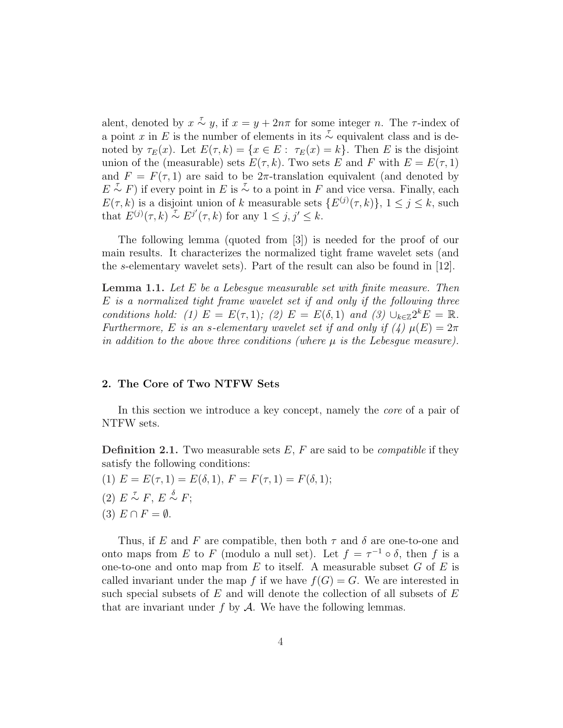alent, denoted by $x \overset{\tau}{\sim} y$, if $x = y + 2n\pi$ for some integer $n$. The $\tau$-index of a point $x$ in $E$ is the number of elements in its $\overset{\tau}{\sim}$ equivalent class and is denoted by $\tau_E(x)$. Let $E(\tau, k) = \{x \in E : \tau_E(x) = k\}$. Then $E$ is the disjoint union of the (measurable) sets $E(\tau, k)$. Two sets $E$ and $F$ with $E = E(\tau, 1)$ and $F = F(\tau, 1)$ are said to be $2\pi$-translation equivalent (and denoted by $E \overset{\tau}{\sim} F$) if every point in $E$ is $\overset{\tau}{\sim}$ to a point in $F$ and vice versa. Finally, each $E(\tau, k)$ is a disjoint union of $k$ measurable sets $\{E^{(j)}(\tau, k)\}$, $1 \leq j \leq k$, such that $E^{(j)}(\tau, k) \overset{\tau}{\sim} E^{j'}(\tau, k)$ for any $1 \leq j, j' \leq k$.

The following lemma (quoted from [3]) is needed for the proof of our main results. It characterizes the normalized tight frame wavelet sets (and the $s$-elementary wavelet sets). Part of the result can also be found in [12].

**Lemma 1.1.** *Let $E$ be a Lebesgue measurable set with finite measure. Then $E$ is a normalized tight frame wavelet set if and only if the following three conditions hold: (1) $E = E(\tau, 1)$; (2) $E = E(\delta, 1)$ and (3) $\cup_{k \in \mathbb{Z}} 2^k E = \mathbb{R}$. Furthermore, $E$ is an $s$-elementary wavelet set if and only if (4) $\mu(E) = 2\pi$ in addition to the above three conditions (where $\mu$ is the Lebesgue measure).*

## 2. The Core of Two NTFW Sets

In this section we introduce a key concept, namely the *core* of a pair of NTFW sets.

**Definition 2.1.** Two measurable sets $E$, $F$ are said to be *compatible* if they satisfy the following conditions:
(1) $E = E(\tau, 1) = E(\delta, 1)$, $F = F(\tau, 1) = F(\delta, 1)$;
(2) $E \overset{\tau}{\sim} F$, $E \overset{\delta}{\sim} F$;
(3) $E \cap F = \emptyset$.

Thus, if $E$ and $F$ are compatible, then both $\tau$ and $\delta$ are one-to-one and onto maps from $E$ to $F$ (modulo a null set). Let $f = \tau^{-1} \circ \delta$, then $f$ is a one-to-one and onto map from $E$ to itself. A measurable subset $G$ of $E$ is called invariant under the map $f$ if we have $f(G) = G$. We are interested in such special subsets of $E$ and will denote the collection of all subsets of $E$ that are invariant under $f$ by $\mathcal{A}$. We have the following lemmas.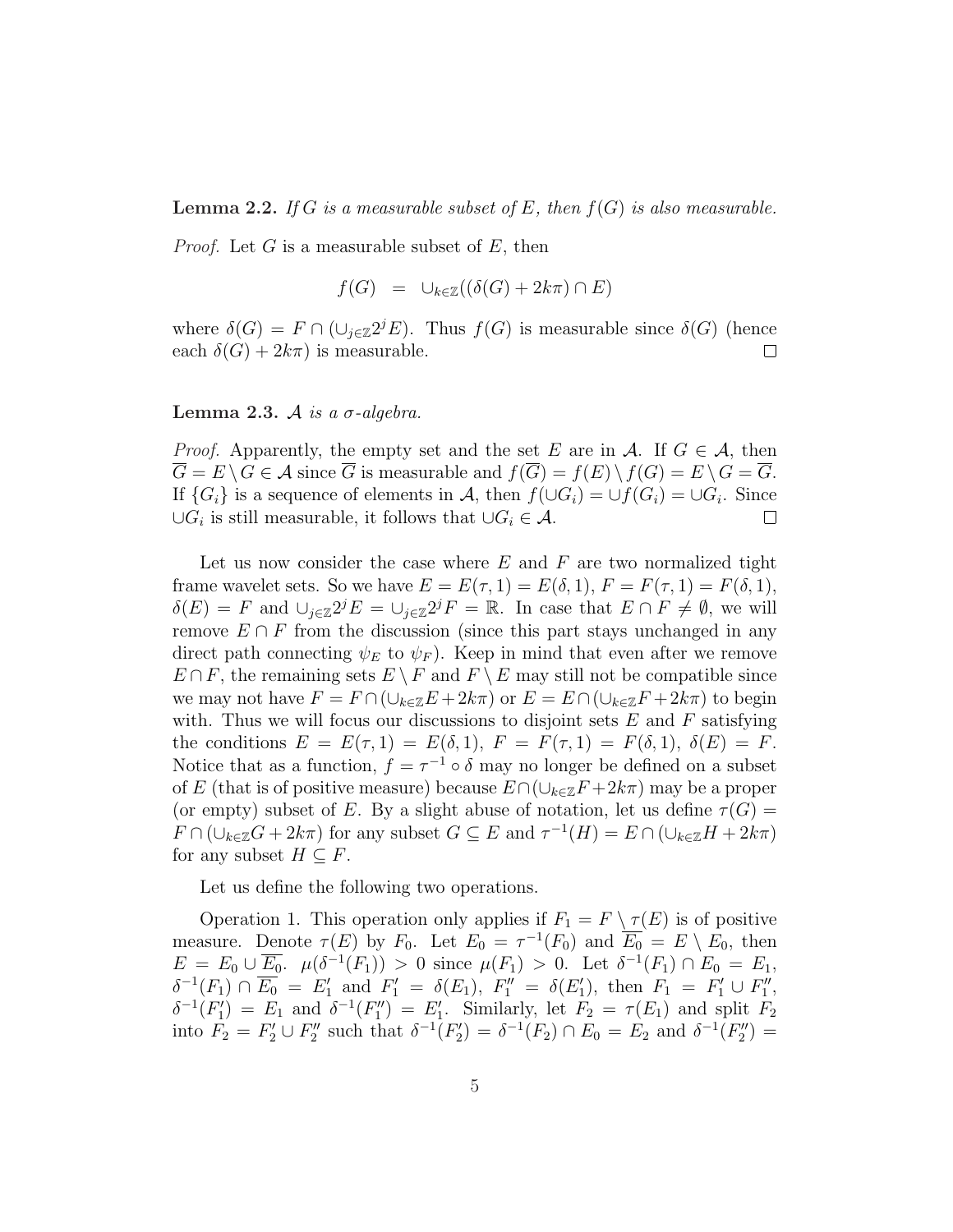**Lemma 2.2.** *If $G$ is a measurable subset of $E$, then $f(G)$ is also measurable.*

*Proof.* Let $G$ is a measurable subset of $E$, then

$$f(G) \;\;=\;\; \cup_{k\in\mathbb{Z}}((\delta(G)+2k\pi)\cap E)$$

where $\delta(G) = F \cap (\cup_{j\in\mathbb{Z}} 2^j E)$. Thus $f(G)$ is measurable since $\delta(G)$ (hence each $\delta(G)+2k\pi$) is measurable. □

**Lemma 2.3.** *$\mathcal{A}$ is a $\sigma$-algebra.*

*Proof.* Apparently, the empty set and the set $E$ are in $\mathcal{A}$. If $G \in \mathcal{A}$, then $\overline{G} = E \setminus G \in \mathcal{A}$ since $\overline{G}$ is measurable and $f(\overline{G}) = f(E)\setminus f(G) = E \setminus G = \overline{G}$. If $\{G_i\}$ is a sequence of elements in $\mathcal{A}$, then $f(\cup G_i) = \cup f(G_i) = \cup G_i$. Since $\cup G_i$ is still measurable, it follows that $\cup G_i \in \mathcal{A}$. □

Let us now consider the case where $E$ and $F$ are two normalized tight frame wavelet sets. So we have $E = E(\tau,1) = E(\delta,1)$, $F = F(\tau,1) = F(\delta,1)$, $\delta(E) = F$ and $\cup_{j\in\mathbb{Z}} 2^j E = \cup_{j\in\mathbb{Z}} 2^j F = \mathbb{R}$. In case that $E \cap F \neq \emptyset$, we will remove $E\cap F$ from the discussion (since this part stays unchanged in any direct path connecting $\psi_E$ to $\psi_F$). Keep in mind that even after we remove $E\cap F$, the remaining sets $E\setminus F$ and $F \setminus E$ may still not be compatible since we may not have $F = F\cap(\cup_{k\in\mathbb{Z}} E + 2k\pi)$ or $E = E\cap(\cup_{k\in\mathbb{Z}} F+2k\pi)$ to begin with. Thus we will focus our discussions to disjoint sets $E$ and $F$ satisfying the conditions $E = E(\tau,1) = E(\delta,1)$, $F = F(\tau,1) = F(\delta,1)$, $\delta(E) = F$. Notice that as a function, $f = \tau^{-1}\circ\delta$ may no longer be defined on a subset of $E$ (that is of positive measure) because $E\cap(\cup_{k\in\mathbb{Z}} F+2k\pi)$ may be a proper (or empty) subset of $E$. By a slight abuse of notation, let us define $\tau(G) = F\cap(\cup_{k\in\mathbb{Z}} G + 2k\pi)$ for any subset $G \subseteq E$ and $\tau^{-1}(H) = E\cap(\cup_{k\in\mathbb{Z}} H + 2k\pi)$ for any subset $H \subseteq F$.

Let us define the following two operations.

Operation 1. This operation only applies if $F_1 = F\setminus \tau(E)$ is of positive measure. Denote $\tau(E)$ by $F_0$. Let $E_0 = \tau^{-1}(F_0)$ and $\overline{E_0} = E\setminus E_0$, then $E = E_0 \cup \overline{E_0}$. $\mu(\delta^{-1}(F_1)) > 0$ since $\mu(F_1) > 0$. Let $\delta^{-1}(F_1)\cap E_0 = E_1$, $\delta^{-1}(F_1)\cap\overline{E_0} = E_1'$ and $F_1' = \delta(E_1)$, $F_1'' = \delta(E_1')$, then $F_1 = F_1'\cup F_1''$, $\delta^{-1}(F_1') = E_1$ and $\delta^{-1}(F_1'') = E_1'$. Similarly, let $F_2 = \tau(E_1)$ and split $F_2$ into $F_2 = F_2'\cup F_2''$ such that $\delta^{-1}(F_2') = \delta^{-1}(F_2)\cap E_0 = E_2$ and $\delta^{-1}(F_2'') =$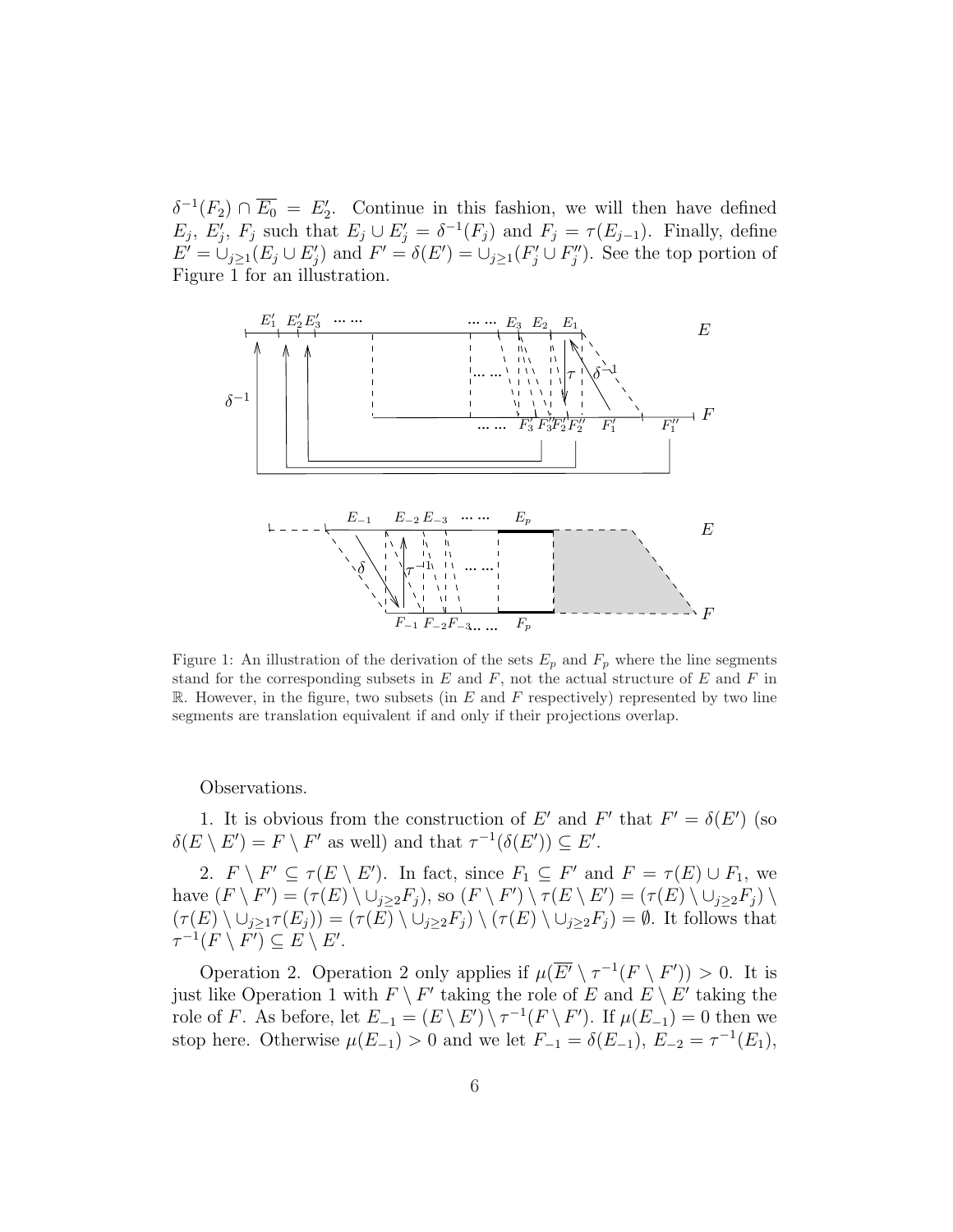$\delta^{-1}(F_2) \cap \overline{E_0} = E_2'$. Continue in this fashion, we will then have defined $E_j$, $E_j'$, $F_j$ such that $E_j \cup E_j' = \delta^{-1}(F_j)$ and $F_j = \tau(E_{j-1})$. Finally, define $E' = \cup_{j\geq 1}(E_j \cup E_j')$ and $F' = \delta(E') = \cup_{j\geq 1}(F_j' \cup F_j'')$. See the top portion of Figure 1 for an illustration.

Figure 1: An illustration of the derivation of the sets $E_p$ and $F_p$ where the line segments stand for the corresponding subsets in $E$ and $F$, not the actual structure of $E$ and $F$ in $\mathbb{R}$. However, in the figure, two subsets (in $E$ and $F$ respectively) represented by two line segments are translation equivalent if and only if their projections overlap.

Observations.

1. It is obvious from the construction of $E'$ and $F'$ that $F' = \delta(E')$ (so $\delta(E \setminus E') = F \setminus F'$ as well) and that $\tau^{-1}(\delta(E')) \subseteq E'$.

2. $F \setminus F' \subseteq \tau(E \setminus E')$. In fact, since $F_1 \subseteq F'$ and $F = \tau(E) \cup F_1$, we have $(F \setminus F') = (\tau(E) \setminus \cup_{j\geq 2} F_j)$, so $(F \setminus F') \setminus \tau(E \setminus E') = (\tau(E) \setminus \cup_{j\geq 2} F_j) \setminus (\tau(E) \setminus \cup_{j\geq 1} \tau(E_j)) = (\tau(E) \setminus \cup_{j\geq 2} F_j) \setminus (\tau(E) \setminus \cup_{j\geq 2} F_j) = \emptyset$. It follows that $\tau^{-1}(F \setminus F') \subseteq E \setminus E'$.

Operation 2. Operation 2 only applies if $\mu(\overline{E'} \setminus \tau^{-1}(F \setminus F')) > 0$. It is just like Operation 1 with $F \setminus F'$ taking the role of $E$ and $E \setminus E'$ taking the role of $F$. As before, let $E_{-1} = (E \setminus E') \setminus \tau^{-1}(F \setminus F')$. If $\mu(E_{-1}) = 0$ then we stop here. Otherwise $\mu(E_{-1}) > 0$ and we let $F_{-1} = \delta(E_{-1})$, $E_{-2} = \tau^{-1}(E_1)$,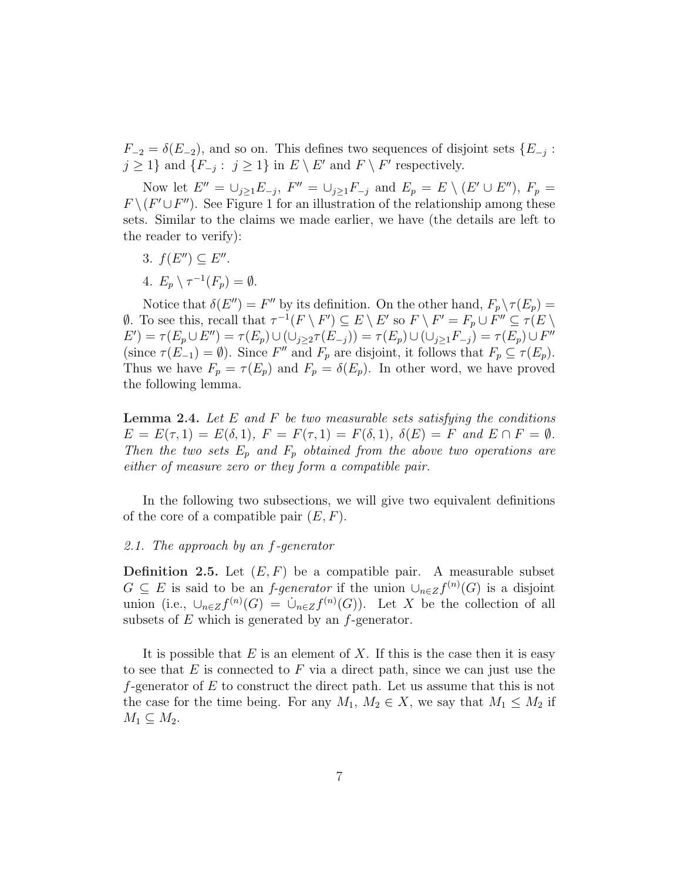$F_{-2} = \delta(E_{-2})$, and so on. This defines two sequences of disjoint sets $\{E_{-j} : j \geq 1\}$ and $\{F_{-j} : j \geq 1\}$ in $E \setminus E'$ and $F \setminus F'$ respectively.

Now let $E'' = \cup_{j\geq 1} E_{-j}$, $F'' = \cup_{j\geq 1} F_{-j}$ and $E_p = E \setminus (E' \cup E'')$, $F_p = F \setminus (F' \cup F'')$. See Figure 1 for an illustration of the relationship among these sets. Similar to the claims we made earlier, we have (the details are left to the reader to verify):

3. $f(E'') \subseteq E''$.
4. $E_p \setminus \tau^{-1}(F_p) = \emptyset$.

Notice that $\delta(E'') = F''$ by its definition. On the other hand, $F_p \setminus \tau(E_p) = \emptyset$. To see this, recall that $\tau^{-1}(F \setminus F') \subseteq E \setminus E'$ so $F \setminus F' = F_p \cup F'' \subseteq \tau(E \setminus E') = \tau(E_p \cup E'') = \tau(E_p) \cup (\cup_{j\geq 2} \tau(E_{-j})) = \tau(E_p) \cup (\cup_{j\geq 1} F_{-j}) = \tau(E_p) \cup F''$ (since $\tau(E_{-1}) = \emptyset$). Since $F''$ and $F_p$ are disjoint, it follows that $F_p \subseteq \tau(E_p)$. Thus we have $F_p = \tau(E_p)$ and $F_p = \delta(E_p)$. In other word, we have proved the following lemma.

**Lemma 2.4.** *Let $E$ and $F$ be two measurable sets satisfying the conditions $E = E(\tau, 1) = E(\delta, 1)$, $F = F(\tau, 1) = F(\delta, 1)$, $\delta(E) = F$ and $E \cap F = \emptyset$. Then the two sets $E_p$ and $F_p$ obtained from the above two operations are either of measure zero or they form a compatible pair.*

In the following two subsections, we will give two equivalent definitions of the core of a compatible pair $(E, F)$.

### *2.1. The approach by an f-generator*

**Definition 2.5.** Let $(E, F)$ be a compatible pair. A measurable subset $G \subseteq E$ is said to be an *f-generator* if the union $\cup_{n\in Z} f^{(n)}(G)$ is a disjoint union (i.e., $\cup_{n\in Z} f^{(n)}(G) = \dot{\cup}_{n\in Z} f^{(n)}(G)$). Let $X$ be the collection of all subsets of $E$ which is generated by an $f$-generator.

It is possible that $E$ is an element of $X$. If this is the case then it is easy to see that $E$ is connected to $F$ via a direct path, since we can just use the $f$-generator of $E$ to construct the direct path. Let us assume that this is not the case for the time being. For any $M_1$, $M_2 \in X$, we say that $M_1 \leq M_2$ if $M_1 \subseteq M_2$.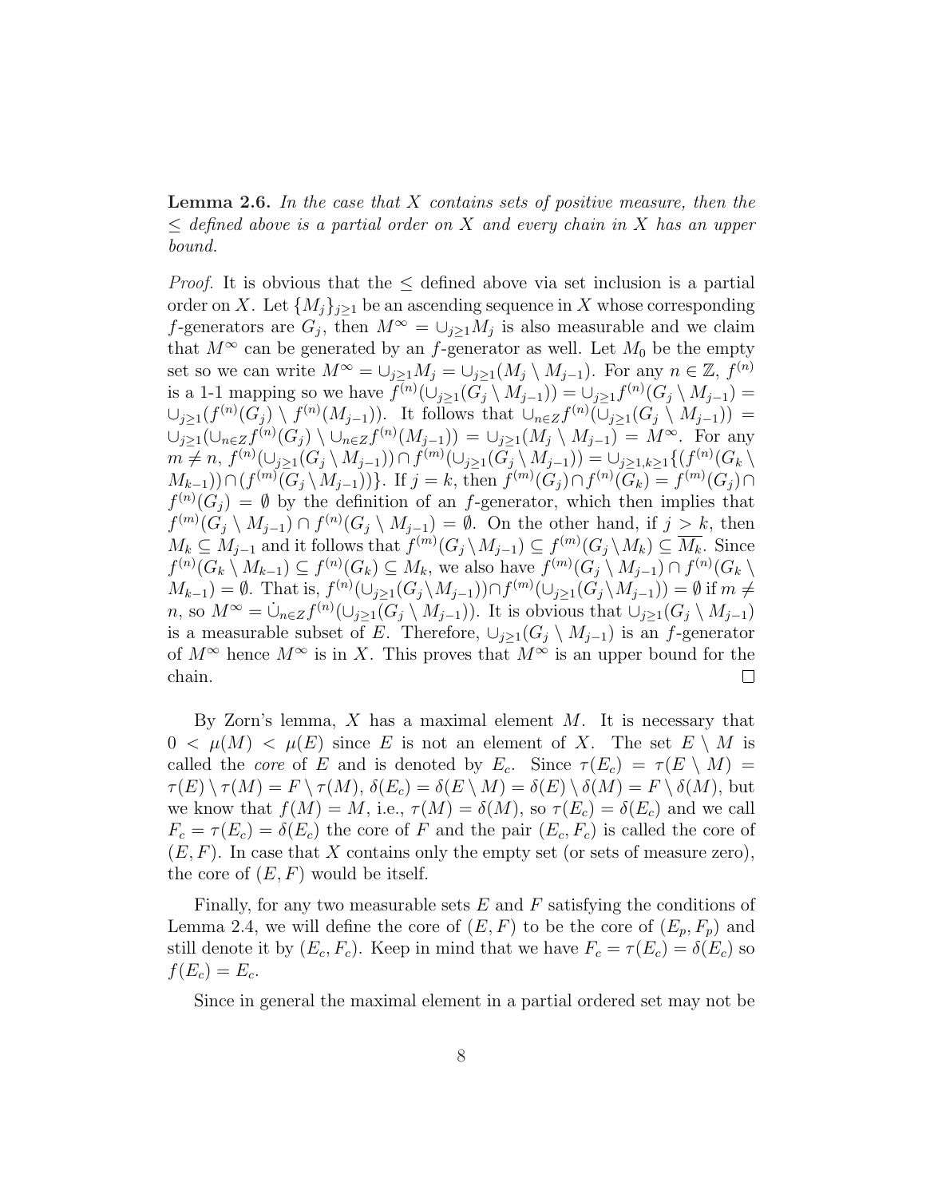**Lemma 2.6.** *In the case that $X$ contains sets of positive measure, then the $\leq$ defined above is a partial order on $X$ and every chain in $X$ has an upper bound.*

*Proof.* It is obvious that the $\leq$ defined above via set inclusion is a partial order on $X$. Let $\{M_j\}_{j\geq 1}$ be an ascending sequence in $X$ whose corresponding $f$-generators are $G_j$, then $M^\infty = \cup_{j\geq 1} M_j$ is also measurable and we claim that $M^\infty$ can be generated by an $f$-generator as well. Let $M_0$ be the empty set so we can write $M^\infty = \cup_{j\geq 1} M_j = \cup_{j\geq 1}(M_j \setminus M_{j-1})$. For any $n \in \mathbb{Z}$, $f^{(n)}$ is a 1-1 mapping so we have $f^{(n)}(\cup_{j\geq 1}(G_j \setminus M_{j-1})) = \cup_{j\geq 1} f^{(n)}(G_j \setminus M_{j-1}) = \cup_{j\geq 1}(f^{(n)}(G_j) \setminus f^{(n)}(M_{j-1}))$. It follows that $\cup_{n\in Z} f^{(n)}(\cup_{j\geq 1}(G_j \setminus M_{j-1})) = \cup_{j\geq 1}(\cup_{n\in Z} f^{(n)}(G_j) \setminus \cup_{n\in Z} f^{(n)}(M_{j-1})) = \cup_{j\geq 1}(M_j \setminus M_{j-1}) = M^\infty$. For any $m \neq n$, $f^{(n)}(\cup_{j\geq 1}(G_j \setminus M_{j-1})) \cap f^{(m)}(\cup_{j\geq 1}(G_j \setminus M_{j-1})) = \cup_{j\geq 1, k\geq 1}\{(f^{(n)}(G_k \setminus M_{k-1})) \cap (f^{(m)}(G_j \setminus M_{j-1}))\}$. If $j = k$, then $f^{(m)}(G_j) \cap f^{(n)}(G_k) = f^{(m)}(G_j) \cap f^{(n)}(G_j) = \emptyset$ by the definition of an $f$-generator, which then implies that $f^{(m)}(G_j \setminus M_{j-1}) \cap f^{(n)}(G_j \setminus M_{j-1}) = \emptyset$. On the other hand, if $j > k$, then $M_k \subseteq M_{j-1}$ and it follows that $f^{(m)}(G_j \setminus M_{j-1}) \subseteq f^{(m)}(G_j \setminus M_k) \subseteq \overline{M_k}$. Since $f^{(n)}(G_k \setminus M_{k-1}) \subseteq f^{(n)}(G_k) \subseteq M_k$, we also have $f^{(m)}(G_j \setminus M_{j-1}) \cap f^{(n)}(G_k \setminus M_{k-1}) = \emptyset$. That is, $f^{(n)}(\cup_{j\geq 1}(G_j \setminus M_{j-1})) \cap f^{(m)}(\cup_{j\geq 1}(G_j \setminus M_{j-1})) = \emptyset$ if $m \neq n$, so $M^\infty = \dot{\cup}_{n\in Z} f^{(n)}(\cup_{j\geq 1}(G_j \setminus M_{j-1}))$. It is obvious that $\cup_{j\geq 1}(G_j \setminus M_{j-1})$ is a measurable subset of $E$. Therefore, $\cup_{j\geq 1}(G_j \setminus M_{j-1})$ is an $f$-generator of $M^\infty$ hence $M^\infty$ is in $X$. This proves that $M^\infty$ is an upper bound for the chain. $\square$

By Zorn's lemma, $X$ has a maximal element $M$. It is necessary that $0 < \mu(M) < \mu(E)$ since $E$ is not an element of $X$. The set $E \setminus M$ is called the *core* of $E$ and is denoted by $E_c$. Since $\tau(E_c) = \tau(E \setminus M) = \tau(E) \setminus \tau(M) = F \setminus \tau(M)$, $\delta(E_c) = \delta(E \setminus M) = \delta(E) \setminus \delta(M) = F \setminus \delta(M)$, but we know that $f(M) = M$, i.e., $\tau(M) = \delta(M)$, so $\tau(E_c) = \delta(E_c)$ and we call $F_c = \tau(E_c) = \delta(E_c)$ the core of $F$ and the pair $(E_c, F_c)$ is called the core of $(E, F)$. In case that $X$ contains only the empty set (or sets of measure zero), the core of $(E, F)$ would be itself.

Finally, for any two measurable sets $E$ and $F$ satisfying the conditions of Lemma 2.4, we will define the core of $(E, F)$ to be the core of $(E_p, F_p)$ and still denote it by $(E_c, F_c)$. Keep in mind that we have $F_c = \tau(E_c) = \delta(E_c)$ so $f(E_c) = E_c$.

Since in general the maximal element in a partial ordered set may not be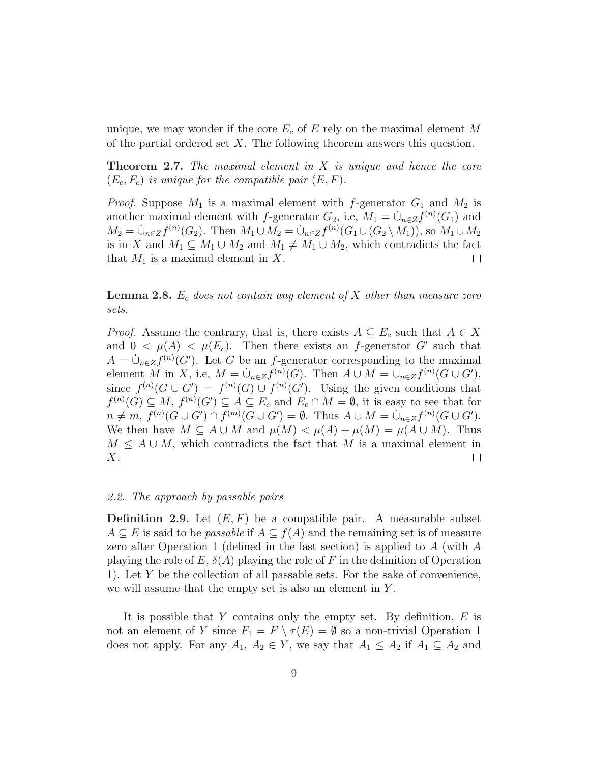unique, we may wonder if the core $E_c$ of $E$ rely on the maximal element $M$ of the partial ordered set $X$. The following theorem answers this question.

**Theorem 2.7.** *The maximal element in $X$ is unique and hence the core $(E_c, F_c)$ is unique for the compatible pair $(E, F)$.*

*Proof.* Suppose $M_1$ is a maximal element with $f$-generator $G_1$ and $M_2$ is another maximal element with $f$-generator $G_2$, i.e, $M_1 = \dot{\cup}_{n \in Z} f^{(n)}(G_1)$ and $M_2 = \dot{\cup}_{n \in Z} f^{(n)}(G_2)$. Then $M_1 \cup M_2 = \dot{\cup}_{n \in Z} f^{(n)}(G_1 \cup (G_2 \setminus M_1))$, so $M_1 \cup M_2$ is in $X$ and $M_1 \subseteq M_1 \cup M_2$ and $M_1 \neq M_1 \cup M_2$, which contradicts the fact that $M_1$ is a maximal element in $X$. □

**Lemma 2.8.** *$E_c$ does not contain any element of $X$ other than measure zero sets.*

*Proof.* Assume the contrary, that is, there exists $A \subseteq E_c$ such that $A \in X$ and $0 < \mu(A) < \mu(E_c)$. Then there exists an $f$-generator $G'$ such that $A = \dot{\cup}_{n \in Z} f^{(n)}(G')$. Let $G$ be an $f$-generator corresponding to the maximal element $M$ in $X$, i.e, $M = \dot{\cup}_{n \in Z} f^{(n)}(G)$. Then $A \cup M = \cup_{n \in Z} f^{(n)}(G \cup G')$, since $f^{(n)}(G \cup G') = f^{(n)}(G) \cup f^{(n)}(G')$. Using the given conditions that $f^{(n)}(G) \subseteq M$, $f^{(n)}(G') \subseteq A \subseteq E_c$ and $E_c \cap M = \emptyset$, it is easy to see that for $n \neq m$, $f^{(n)}(G \cup G') \cap f^{(m)}(G \cup G') = \emptyset$. Thus $A \cup M = \dot{\cup}_{n \in Z} f^{(n)}(G \cup G')$. We then have $M \subseteq A \cup M$ and $\mu(M) < \mu(A) + \mu(M) = \mu(A \cup M)$. Thus $M \leq A \cup M$, which contradicts the fact that $M$ is a maximal element in $X$. □

*2.2. The approach by passable pairs*

**Definition 2.9.** Let $(E, F)$ be a compatible pair. A measurable subset $A \subseteq E$ is said to be *passable* if $A \subseteq f(A)$ and the remaining set is of measure zero after Operation 1 (defined in the last section) is applied to $A$ (with $A$ playing the role of $E$, $\delta(A)$ playing the role of $F$ in the definition of Operation 1). Let $Y$ be the collection of all passable sets. For the sake of convenience, we will assume that the empty set is also an element in $Y$.

It is possible that $Y$ contains only the empty set. By definition, $E$ is not an element of $Y$ since $F_1 = F \setminus \tau(E) = \emptyset$ so a non-trivial Operation 1 does not apply. For any $A_1$, $A_2 \in Y$, we say that $A_1 \leq A_2$ if $A_1 \subseteq A_2$ and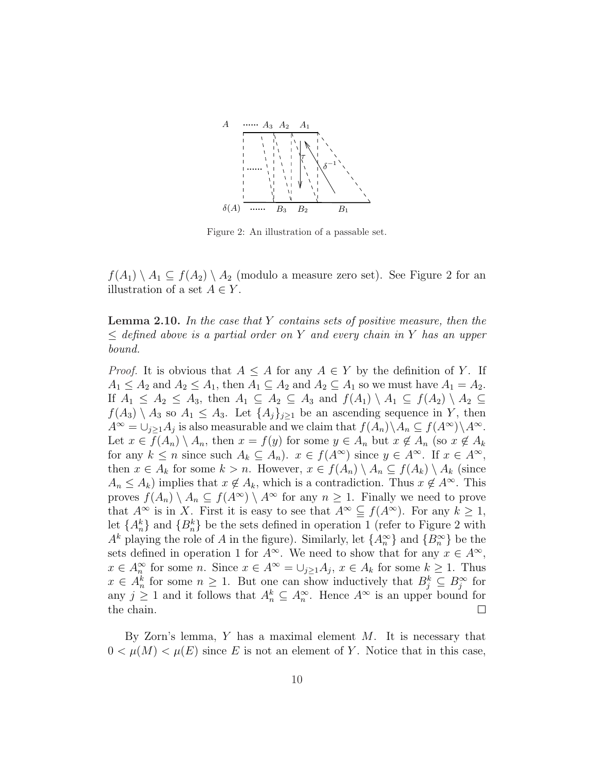Figure 2: An illustration of a passable set.

$f(A_1) \setminus A_1 \subseteq f(A_2) \setminus A_2$ (modulo a measure zero set). See Figure 2 for an illustration of a set $A \in Y$.

**Lemma 2.10.** *In the case that $Y$ contains sets of positive measure, then the $\leq$ defined above is a partial order on $Y$ and every chain in $Y$ has an upper bound.*

*Proof.* It is obvious that $A \leq A$ for any $A \in Y$ by the definition of $Y$. If $A_1 \leq A_2$ and $A_2 \leq A_1$, then $A_1 \subseteq A_2$ and $A_2 \subseteq A_1$ so we must have $A_1 = A_2$. If $A_1 \leq A_2 \leq A_3$, then $A_1 \subseteq A_2 \subseteq A_3$ and $f(A_1) \setminus A_1 \subseteq f(A_2) \setminus A_2 \subseteq f(A_3) \setminus A_3$ so $A_1 \leq A_3$. Let $\{A_j\}_{j \geq 1}$ be an ascending sequence in $Y$, then $A^\infty = \cup_{j \geq 1} A_j$ is also measurable and we claim that $f(A_n) \setminus A_n \subseteq f(A^\infty) \setminus A^\infty$. Let $x \in f(A_n) \setminus A_n$, then $x = f(y)$ for some $y \in A_n$ but $x \notin A_n$ (so $x \notin A_k$ for any $k \leq n$ since such $A_k \subseteq A_n$). $x \in f(A^\infty)$ since $y \in A^\infty$. If $x \in A^\infty$, then $x \in A_k$ for some $k > n$. However, $x \in f(A_n) \setminus A_n \subseteq f(A_k) \setminus A_k$ (since $A_n \leq A_k$) implies that $x \notin A_k$, which is a contradiction. Thus $x \notin A^\infty$. This proves $f(A_n) \setminus A_n \subseteq f(A^\infty) \setminus A^\infty$ for any $n \geq 1$. Finally we need to prove that $A^\infty$ is in $X$. First it is easy to see that $A^\infty \subsetneqq f(A^\infty)$. For any $k \geq 1$, let $\{A_n^k\}$ and $\{B_n^k\}$ be the sets defined in operation 1 (refer to Figure 2 with $A^k$ playing the role of $A$ in the figure). Similarly, let $\{A_n^\infty\}$ and $\{B_n^\infty\}$ be the sets defined in operation 1 for $A^\infty$. We need to show that for any $x \in A^\infty$, $x \in A_n^\infty$ for some $n$. Since $x \in A^\infty = \cup_{j \geq 1} A_j$, $x \in A_k$ for some $k \geq 1$. Thus $x \in A_n^k$ for some $n \geq 1$. But one can show inductively that $B_j^k \subseteq B_j^\infty$ for any $j \geq 1$ and it follows that $A_n^k \subseteq A_n^\infty$. Hence $A^\infty$ is an upper bound for the chain. ◻

By Zorn's lemma, $Y$ has a maximal element $M$. It is necessary that $0 < \mu(M) < \mu(E)$ since $E$ is not an element of $Y$. Notice that in this case,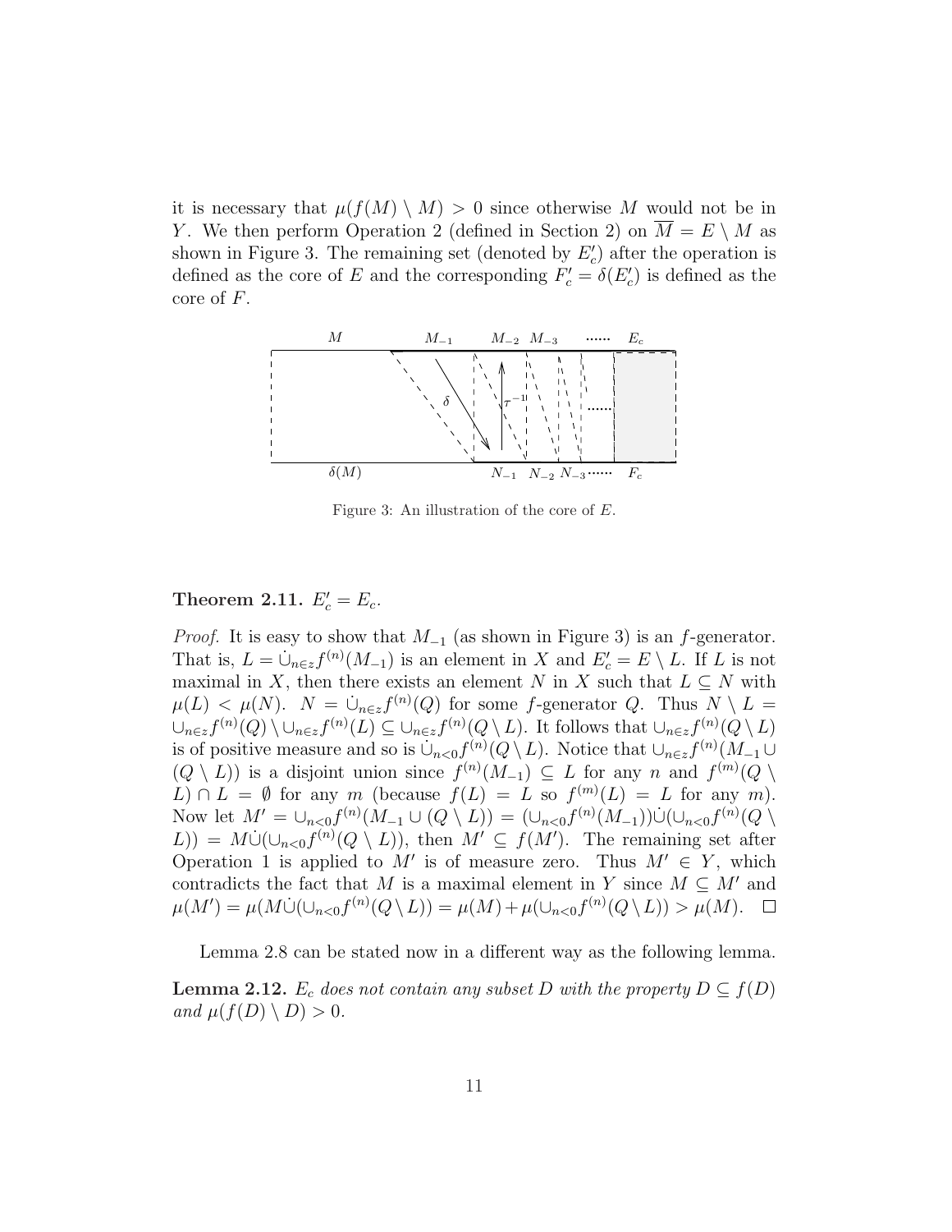it is necessary that $\mu(f(M) \setminus M) > 0$ since otherwise $M$ would not be in $Y$. We then perform Operation 2 (defined in Section 2) on $\overline{M} = E \setminus M$ as shown in Figure 3. The remaining set (denoted by $E_c'$) after the operation is defined as the core of $E$ and the corresponding $F_c' = \delta(E_c')$ is defined as the core of $F$.

Figure 3: An illustration of the core of $E$.

**Theorem 2.11.** *$E_c' = E_c$.*

*Proof.* It is easy to show that $M_{-1}$ (as shown in Figure 3) is an $f$-generator. That is, $L = \dot{\cup}_{n \in z} f^{(n)}(M_{-1})$ is an element in $X$ and $E_c' = E \setminus L$. If $L$ is not maximal in $X$, then there exists an element $N$ in $X$ such that $L \subseteq N$ with $\mu(L) < \mu(N)$. $N = \dot{\cup}_{n \in z} f^{(n)}(Q)$ for some $f$-generator $Q$. Thus $N \setminus L = \cup_{n \in z} f^{(n)}(Q) \setminus \cup_{n \in z} f^{(n)}(L) \subseteq \cup_{n \in z} f^{(n)}(Q \setminus L)$. It follows that $\cup_{n \in z} f^{(n)}(Q \setminus L)$ is of positive measure and so is $\dot{\cup}_{n<0} f^{(n)}(Q \setminus L)$. Notice that $\cup_{n \in z} f^{(n)}(M_{-1} \cup (Q \setminus L))$ is a disjoint union since $f^{(n)}(M_{-1}) \subseteq L$ for any $n$ and $f^{(m)}(Q \setminus L) \cap L = \emptyset$ for any $m$ (because $f(L) = L$ so $f^{(m)}(L) = L$ for any $m$). Now let $M' = \cup_{n<0} f^{(n)}(M_{-1} \cup (Q \setminus L)) = (\cup_{n<0} f^{(n)}(M_{-1})) \dot{\cup} (\cup_{n<0} f^{(n)}(Q \setminus L)) = M \dot{\cup} (\cup_{n<0} f^{(n)}(Q \setminus L))$, then $M' \subseteq f(M')$. The remaining set after Operation 1 is applied to $M'$ is of measure zero. Thus $M' \in Y$, which contradicts the fact that $M$ is a maximal element in $Y$ since $M \subseteq M'$ and $\mu(M') = \mu(M \dot{\cup} (\cup_{n<0} f^{(n)}(Q \setminus L)) = \mu(M) + \mu(\cup_{n<0} f^{(n)}(Q \setminus L)) > \mu(M)$. $\square$

Lemma 2.8 can be stated now in a different way as the following lemma.

**Lemma 2.12.** *$E_c$ does not contain any subset $D$ with the property $D \subseteq f(D)$ and $\mu(f(D) \setminus D) > 0$.*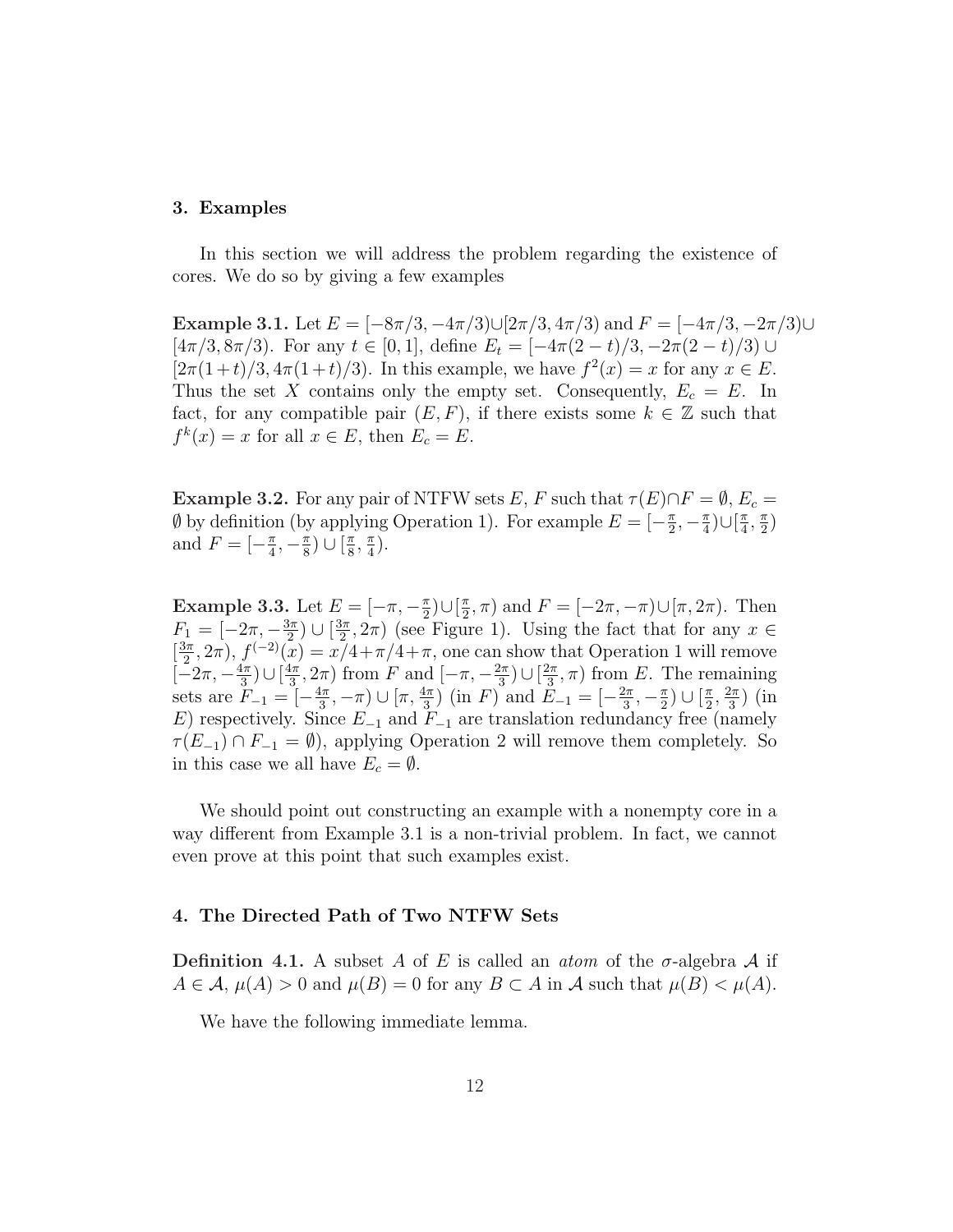## 3. Examples

In this section we will address the problem regarding the existence of cores. We do so by giving a few examples

**Example 3.1.** Let $E = [-8\pi/3, -4\pi/3) \cup [2\pi/3, 4\pi/3)$ and $F = [-4\pi/3, -2\pi/3) \cup [4\pi/3, 8\pi/3)$. For any $t \in [0,1]$, define $E_t = [-4\pi(2-t)/3, -2\pi(2-t)/3) \cup [2\pi(1+t)/3, 4\pi(1+t)/3)$. In this example, we have $f^2(x) = x$ for any $x \in E$. Thus the set $X$ contains only the empty set. Consequently, $E_c = E$. In fact, for any compatible pair $(E, F)$, if there exists some $k \in \mathbb{Z}$ such that $f^k(x) = x$ for all $x \in E$, then $E_c = E$.

**Example 3.2.** For any pair of NTFW sets $E$, $F$ such that $\tau(E) \cap F = \emptyset$, $E_c = \emptyset$ by definition (by applying Operation 1). For example $E = [-\frac{\pi}{2}, -\frac{\pi}{4}) \cup [\frac{\pi}{4}, \frac{\pi}{2})$ and $F = [-\frac{\pi}{4}, -\frac{\pi}{8}) \cup [\frac{\pi}{8}, \frac{\pi}{4})$.

**Example 3.3.** Let $E = [-\pi, -\frac{\pi}{2}) \cup [\frac{\pi}{2}, \pi)$ and $F = [-2\pi, -\pi) \cup [\pi, 2\pi)$. Then $F_1 = [-2\pi, -\frac{3\pi}{2}) \cup [\frac{3\pi}{2}, 2\pi)$ (see Figure 1). Using the fact that for any $x \in [\frac{3\pi}{2}, 2\pi)$, $f^{(-2)}(x) = x/4 + \pi/4 + \pi$, one can show that Operation 1 will remove $[-2\pi, -\frac{4\pi}{3}) \cup [\frac{4\pi}{3}, 2\pi)$ from $F$ and $[-\pi, -\frac{2\pi}{3}) \cup [\frac{2\pi}{3}, \pi)$ from $E$. The remaining sets are $F_{-1} = [-\frac{4\pi}{3}, -\pi) \cup [\pi, \frac{4\pi}{3})$ (in $F$) and $E_{-1} = [-\frac{2\pi}{3}, -\frac{\pi}{2}) \cup [\frac{\pi}{2}, \frac{2\pi}{3})$ (in $E$) respectively. Since $E_{-1}$ and $F_{-1}$ are translation redundancy free (namely $\tau(E_{-1}) \cap F_{-1} = \emptyset$), applying Operation 2 will remove them completely. So in this case we all have $E_c = \emptyset$.

We should point out constructing an example with a nonempty core in a way different from Example 3.1 is a non-trivial problem. In fact, we cannot even prove at this point that such examples exist.

## 4. The Directed Path of Two NTFW Sets

**Definition 4.1.** A subset $A$ of $E$ is called an *atom* of the $\sigma$-algebra $\mathcal{A}$ if $A \in \mathcal{A}$, $\mu(A) > 0$ and $\mu(B) = 0$ for any $B \subset A$ in $\mathcal{A}$ such that $\mu(B) < \mu(A)$.

We have the following immediate lemma.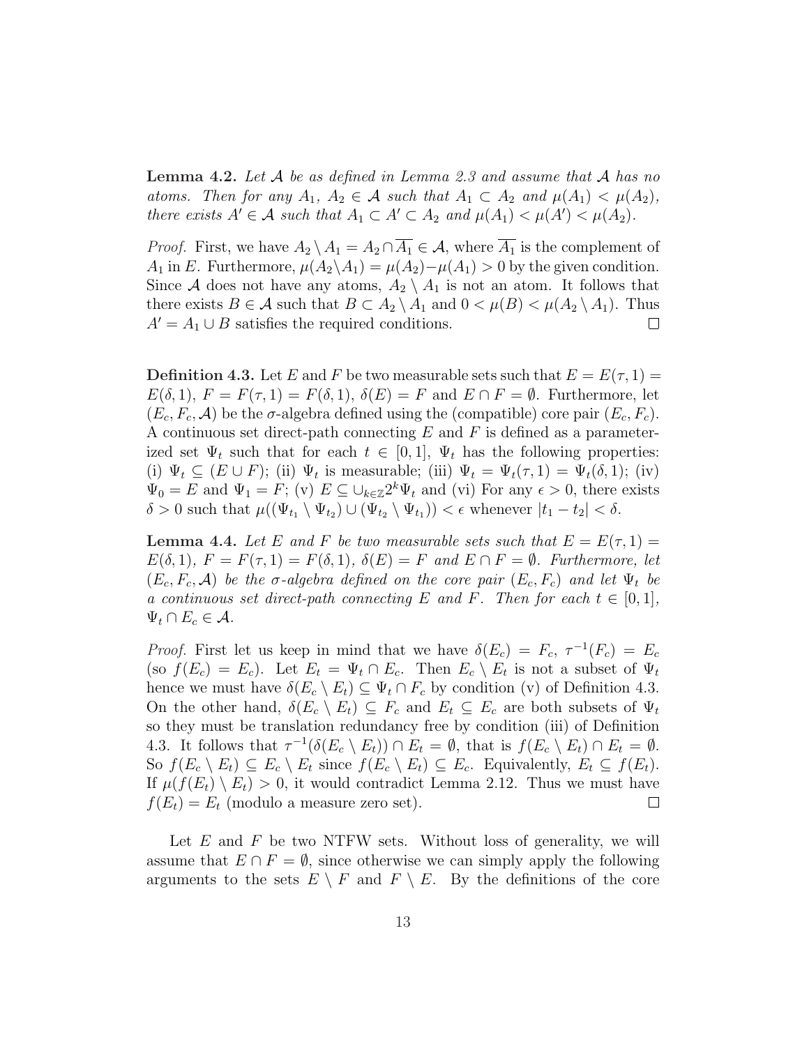**Lemma 4.2.** *Let $\mathcal{A}$ be as defined in Lemma 2.3 and assume that $\mathcal{A}$ has no atoms. Then for any $A_1$, $A_2 \in \mathcal{A}$ such that $A_1 \subset A_2$ and $\mu(A_1) < \mu(A_2)$, there exists $A' \in \mathcal{A}$ such that $A_1 \subset A' \subset A_2$ and $\mu(A_1) < \mu(A') < \mu(A_2)$.*

*Proof.* First, we have $A_2 \setminus A_1 = A_2 \cap \overline{A_1} \in \mathcal{A}$, where $\overline{A_1}$ is the complement of $A_1$ in $E$. Furthermore, $\mu(A_2 \setminus A_1) = \mu(A_2) - \mu(A_1) > 0$ by the given condition. Since $\mathcal{A}$ does not have any atoms, $A_2 \setminus A_1$ is not an atom. It follows that there exists $B \in \mathcal{A}$ such that $B \subset A_2 \setminus A_1$ and $0 < \mu(B) < \mu(A_2 \setminus A_1)$. Thus $A' = A_1 \cup B$ satisfies the required conditions. □

**Definition 4.3.** Let $E$ and $F$ be two measurable sets such that $E = E(\tau, 1) = E(\delta, 1)$, $F = F(\tau, 1) = F(\delta, 1)$, $\delta(E) = F$ and $E \cap F = \emptyset$. Furthermore, let $(E_c, F_c, \mathcal{A})$ be the $\sigma$-algebra defined using the (compatible) core pair $(E_c, F_c)$. A continuous set direct-path connecting $E$ and $F$ is defined as a parameterized set $\Psi_t$ such that for each $t \in [0, 1]$, $\Psi_t$ has the following properties: (i) $\Psi_t \subseteq (E \cup F)$; (ii) $\Psi_t$ is measurable; (iii) $\Psi_t = \Psi_t(\tau, 1) = \Psi_t(\delta, 1)$; (iv) $\Psi_0 = E$ and $\Psi_1 = F$; (v) $E \subseteq \cup_{k \in \mathbb{Z}} 2^k \Psi_t$ and (vi) For any $\epsilon > 0$, there exists $\delta > 0$ such that $\mu((\Psi_{t_1} \setminus \Psi_{t_2}) \cup (\Psi_{t_2} \setminus \Psi_{t_1})) < \epsilon$ whenever $|t_1 - t_2| < \delta$.

**Lemma 4.4.** *Let $E$ and $F$ be two measurable sets such that $E = E(\tau, 1) = E(\delta, 1)$, $F = F(\tau, 1) = F(\delta, 1)$, $\delta(E) = F$ and $E \cap F = \emptyset$. Furthermore, let $(E_c, F_c, \mathcal{A})$ be the $\sigma$-algebra defined on the core pair $(E_c, F_c)$ and let $\Psi_t$ be a continuous set direct-path connecting $E$ and $F$. Then for each $t \in [0, 1]$, $\Psi_t \cap E_c \in \mathcal{A}$.*

*Proof.* First let us keep in mind that we have $\delta(E_c) = F_c$, $\tau^{-1}(F_c) = E_c$ (so $f(E_c) = E_c$). Let $E_t = \Psi_t \cap E_c$. Then $E_c \setminus E_t$ is not a subset of $\Psi_t$ hence we must have $\delta(E_c \setminus E_t) \subseteq \Psi_t \cap F_c$ by condition (v) of Definition 4.3. On the other hand, $\delta(E_c \setminus E_t) \subseteq F_c$ and $E_t \subseteq E_c$ are both subsets of $\Psi_t$ so they must be translation redundancy free by condition (iii) of Definition 4.3. It follows that $\tau^{-1}(\delta(E_c \setminus E_t)) \cap E_t = \emptyset$, that is $f(E_c \setminus E_t) \cap E_t = \emptyset$. So $f(E_c \setminus E_t) \subseteq E_c \setminus E_t$ since $f(E_c \setminus E_t) \subseteq E_c$. Equivalently, $E_t \subseteq f(E_t)$. If $\mu(f(E_t) \setminus E_t) > 0$, it would contradict Lemma 2.12. Thus we must have $f(E_t) = E_t$ (modulo a measure zero set). □

Let $E$ and $F$ be two NTFW sets. Without loss of generality, we will assume that $E \cap F = \emptyset$, since otherwise we can simply apply the following arguments to the sets $E \setminus F$ and $F \setminus E$. By the definitions of the core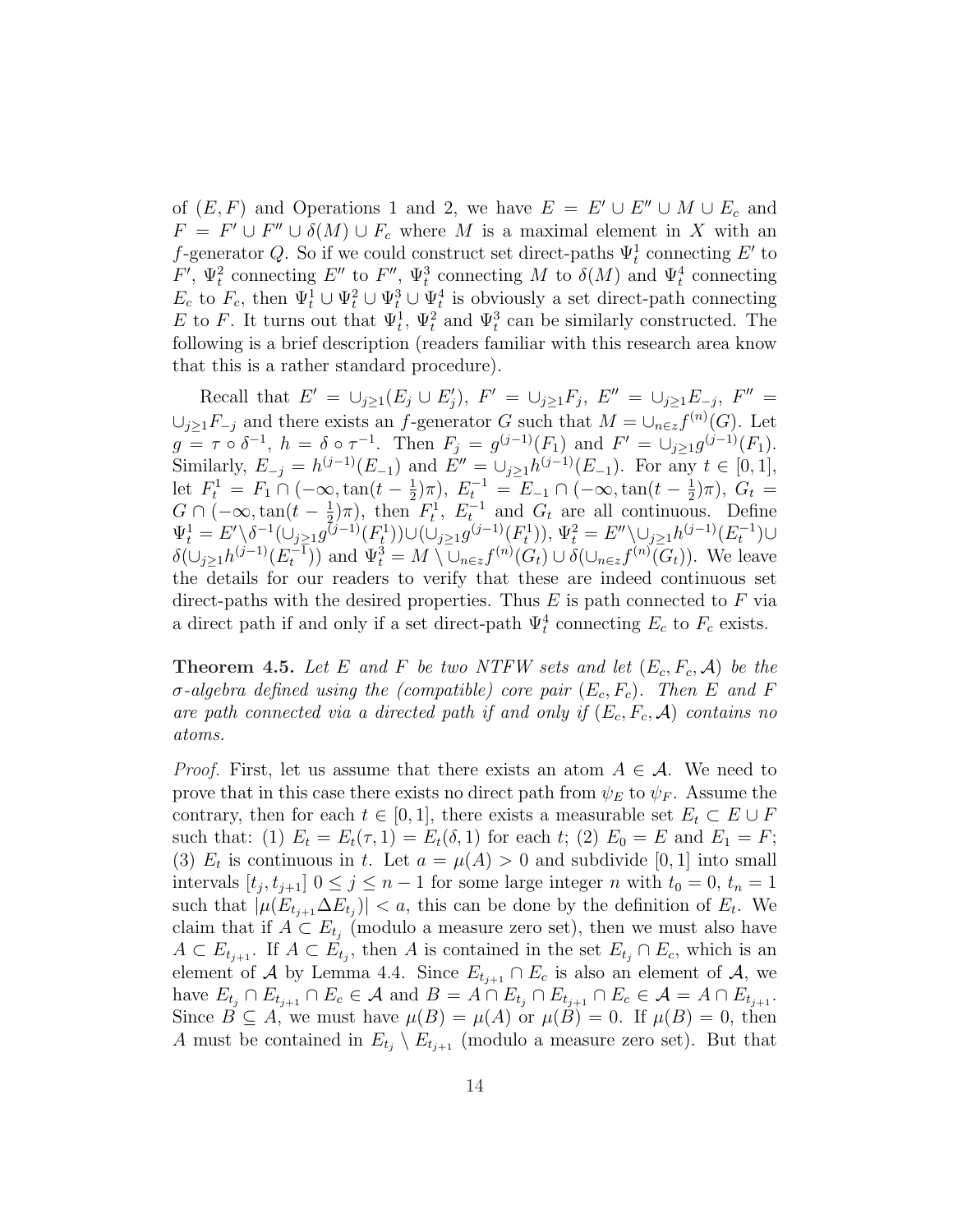of $(E, F)$ and Operations 1 and 2, we have $E = E' \cup E'' \cup M \cup E_c$ and $F = F' \cup F'' \cup \delta(M) \cup F_c$ where $M$ is a maximal element in $X$ with an $f$-generator $Q$. So if we could construct set direct-paths $\Psi_t^1$ connecting $E'$ to $F'$, $\Psi_t^2$ connecting $E''$ to $F''$, $\Psi_t^3$ connecting $M$ to $\delta(M)$ and $\Psi_t^4$ connecting $E_c$ to $F_c$, then $\Psi_t^1 \cup \Psi_t^2 \cup \Psi_t^3 \cup \Psi_t^4$ is obviously a set direct-path connecting $E$ to $F$. It turns out that $\Psi_t^1$, $\Psi_t^2$ and $\Psi_t^3$ can be similarly constructed. The following is a brief description (readers familiar with this research area know that this is a rather standard procedure).

Recall that $E' = \cup_{j\geq 1}(E_j \cup E_j')$, $F' = \cup_{j\geq 1} F_j$, $E'' = \cup_{j\geq 1} E_{-j}$, $F'' = \cup_{j\geq 1} F_{-j}$ and there exists an $f$-generator $G$ such that $M = \cup_{n\in z} f^{(n)}(G)$. Let $g = \tau \circ \delta^{-1}$, $h = \delta \circ \tau^{-1}$. Then $F_j = g^{(j-1)}(F_1)$ and $F' = \cup_{j\geq 1} g^{(j-1)}(F_1)$. Similarly, $E_{-j} = h^{(j-1)}(E_{-1})$ and $E'' = \cup_{j\geq 1} h^{(j-1)}(E_{-1})$. For any $t \in [0, 1]$, let $F_t^1 = F_1 \cap (-\infty, \tan(t - \frac{1}{2})\pi)$, $E_t^{-1} = E_{-1} \cap (-\infty, \tan(t - \frac{1}{2})\pi)$, $G_t = G \cap (-\infty, \tan(t - \frac{1}{2})\pi)$, then $F_t^1$, $E_t^{-1}$ and $G_t$ are all continuous. Define $\Psi_t^1 = E' \setminus \delta^{-1}(\cup_{j\geq 1} g^{(j-1)}(F_t^1)) \cup (\cup_{j\geq 1} g^{(j-1)}(F_t^1))$, $\Psi_t^2 = E'' \setminus \cup_{j\geq 1} h^{(j-1)}(E_t^{-1}) \cup \delta(\cup_{j\geq 1} h^{(j-1)}(E_t^{-1}))$ and $\Psi_t^3 = M \setminus \cup_{n\in z} f^{(n)}(G_t) \cup \delta(\cup_{n\in z} f^{(n)}(G_t))$. We leave the details for our readers to verify that these are indeed continuous set direct-paths with the desired properties. Thus $E$ is path connected to $F$ via a direct path if and only if a set direct-path $\Psi_t^4$ connecting $E_c$ to $F_c$ exists.

**Theorem 4.5.** *Let $E$ and $F$ be two NTFW sets and let $(E_c, F_c, \mathcal{A})$ be the $\sigma$-algebra defined using the (compatible) core pair $(E_c, F_c)$. Then $E$ and $F$ are path connected via a directed path if and only if $(E_c, F_c, \mathcal{A})$ contains no atoms.*

*Proof.* First, let us assume that there exists an atom $A \in \mathcal{A}$. We need to prove that in this case there exists no direct path from $\psi_E$ to $\psi_F$. Assume the contrary, then for each $t \in [0, 1]$, there exists a measurable set $E_t \subset E \cup F$ such that: (1) $E_t = E_t(\tau, 1) = E_t(\delta, 1)$ for each $t$; (2) $E_0 = E$ and $E_1 = F$; (3) $E_t$ is continuous in $t$. Let $a = \mu(A) > 0$ and subdivide $[0, 1]$ into small intervals $[t_j, t_{j+1}]$ $0 \leq j \leq n-1$ for some large integer $n$ with $t_0 = 0$, $t_n = 1$ such that $|\mu(E_{t_{j+1}} \Delta E_{t_j})| < a$, this can be done by the definition of $E_t$. We claim that if $A \subset E_{t_j}$ (modulo a measure zero set), then we must also have $A \subset E_{t_{j+1}}$. If $A \subset E_{t_j}$, then $A$ is contained in the set $E_{t_j} \cap E_c$, which is an element of $\mathcal{A}$ by Lemma 4.4. Since $E_{t_{j+1}} \cap E_c$ is also an element of $\mathcal{A}$, we have $E_{t_j} \cap E_{t_{j+1}} \cap E_c \in \mathcal{A}$ and $B = A \cap E_{t_j} \cap E_{t_{j+1}} \cap E_c \in \mathcal{A} = A \cap E_{t_{j+1}}$. Since $B \subseteq A$, we must have $\mu(B) = \mu(A)$ or $\mu(B) = 0$. If $\mu(B) = 0$, then $A$ must be contained in $E_{t_j} \setminus E_{t_{j+1}}$ (modulo a measure zero set). But that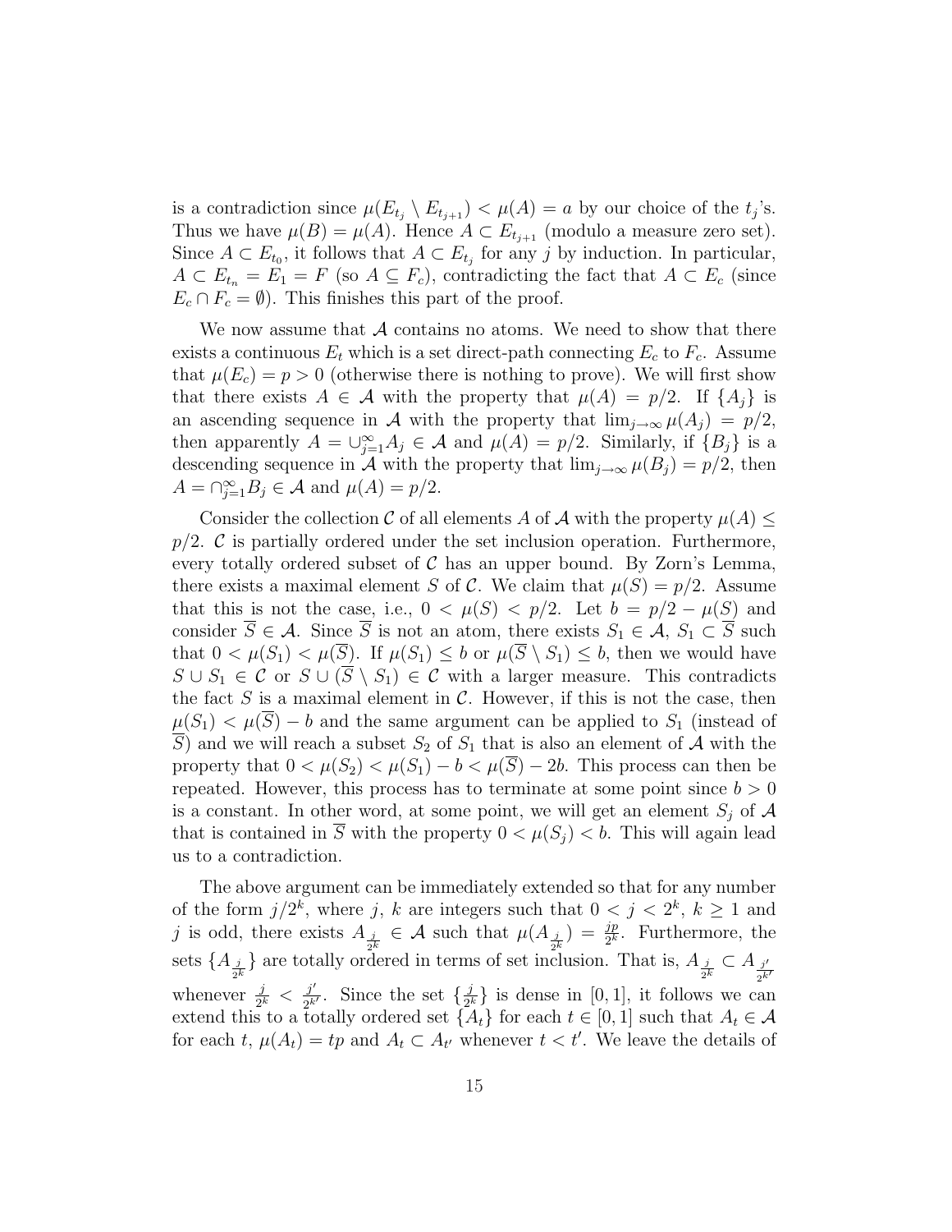is a contradiction since $\mu(E_{t_j} \setminus E_{t_{j+1}}) < \mu(A) = a$ by our choice of the $t_j$'s. Thus we have $\mu(B) = \mu(A)$. Hence $A \subset E_{t_{j+1}}$ (modulo a measure zero set). Since $A \subset E_{t_0}$, it follows that $A \subset E_{t_j}$ for any $j$ by induction. In particular, $A \subset E_{t_n} = E_1 = F$ (so $A \subseteq F_c$), contradicting the fact that $A \subset E_c$ (since $E_c \cap F_c = \emptyset$). This finishes this part of the proof.

We now assume that $\mathcal{A}$ contains no atoms. We need to show that there exists a continuous $E_t$ which is a set direct-path connecting $E_c$ to $F_c$. Assume that $\mu(E_c) = p > 0$ (otherwise there is nothing to prove). We will first show that there exists $A \in \mathcal{A}$ with the property that $\mu(A) = p/2$. If $\{A_j\}$ is an ascending sequence in $\mathcal{A}$ with the property that $\lim_{j\to\infty} \mu(A_j) = p/2$, then apparently $A = \cup_{j=1}^{\infty} A_j \in \mathcal{A}$ and $\mu(A) = p/2$. Similarly, if $\{B_j\}$ is a descending sequence in $\mathcal{A}$ with the property that $\lim_{j\to\infty} \mu(B_j) = p/2$, then $A = \cap_{j=1}^{\infty} B_j \in \mathcal{A}$ and $\mu(A) = p/2$.

Consider the collection $\mathcal{C}$ of all elements $A$ of $\mathcal{A}$ with the property $\mu(A) \leq p/2$. $\mathcal{C}$ is partially ordered under the set inclusion operation. Furthermore, every totally ordered subset of $\mathcal{C}$ has an upper bound. By Zorn's Lemma, there exists a maximal element $S$ of $\mathcal{C}$. We claim that $\mu(S) = p/2$. Assume that this is not the case, i.e., $0 < \mu(S) < p/2$. Let $b = p/2 - \mu(S)$ and consider $\overline{S} \in \mathcal{A}$. Since $\overline{S}$ is not an atom, there exists $S_1 \in \mathcal{A}$, $S_1 \subset \overline{S}$ such that $0 < \mu(S_1) < \mu(\overline{S})$. If $\mu(S_1) \leq b$ or $\mu(\overline{S} \setminus S_1) \leq b$, then we would have $S \cup S_1 \in \mathcal{C}$ or $S \cup (\overline{S} \setminus S_1) \in \mathcal{C}$ with a larger measure. This contradicts the fact $S$ is a maximal element in $\mathcal{C}$. However, if this is not the case, then $\mu(S_1) < \mu(\overline{S}) - b$ and the same argument can be applied to $S_1$ (instead of $\overline{S}$) and we will reach a subset $S_2$ of $S_1$ that is also an element of $\mathcal{A}$ with the property that $0 < \mu(S_2) < \mu(S_1) - b < \mu(\overline{S}) - 2b$. This process can then be repeated. However, this process has to terminate at some point since $b > 0$ is a constant. In other word, at some point, we will get an element $S_j$ of $\mathcal{A}$ that is contained in $\overline{S}$ with the property $0 < \mu(S_j) < b$. This will again lead us to a contradiction.

The above argument can be immediately extended so that for any number of the form $j/2^k$, where $j$, $k$ are integers such that $0 < j < 2^k$, $k \geq 1$ and $j$ is odd, there exists $A_{\frac{j}{2^k}} \in \mathcal{A}$ such that $\mu(A_{\frac{j}{2^k}}) = \frac{jp}{2^k}$. Furthermore, the sets $\{A_{\frac{j}{2^k}}\}$ are totally ordered in terms of set inclusion. That is, $A_{\frac{j}{2^k}} \subset A_{\frac{j'}{2^{k'}}}$ whenever $\frac{j}{2^k} < \frac{j'}{2^{k'}}$. Since the set $\{\frac{j}{2^k}\}$ is dense in $[0, 1]$, it follows we can extend this to a totally ordered set $\{A_t\}$ for each $t \in [0, 1]$ such that $A_t \in \mathcal{A}$ for each $t$, $\mu(A_t) = tp$ and $A_t \subset A_{t'}$ whenever $t < t'$. We leave the details of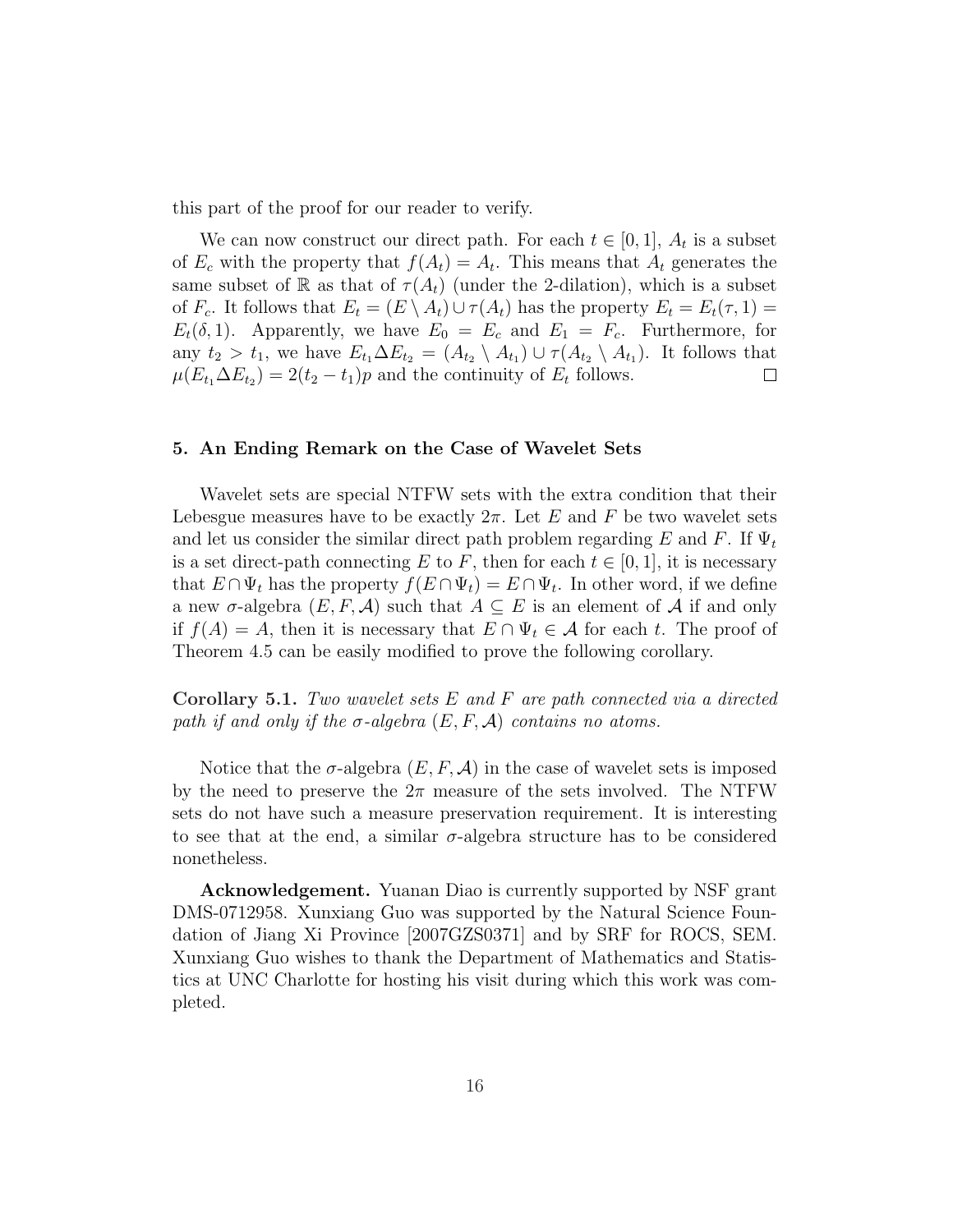this part of the proof for our reader to verify.

We can now construct our direct path. For each $t \in [0, 1]$, $A_t$ is a subset of $E_c$ with the property that $f(A_t) = A_t$. This means that $A_t$ generates the same subset of $\mathbb{R}$ as that of $\tau(A_t)$ (under the 2-dilation), which is a subset of $F_c$. It follows that $E_t = (E \setminus A_t) \cup \tau(A_t)$ has the property $E_t = E_t(\tau, 1) = E_t(\delta, 1)$. Apparently, we have $E_0 = E_c$ and $E_1 = F_c$. Furthermore, for any $t_2 > t_1$, we have $E_{t_1} \Delta E_{t_2} = (A_{t_2} \setminus A_{t_1}) \cup \tau(A_{t_2} \setminus A_{t_1})$. It follows that $\mu(E_{t_1} \Delta E_{t_2}) = 2(t_2 - t_1)p$ and the continuity of $E_t$ follows. □

## 5. An Ending Remark on the Case of Wavelet Sets

Wavelet sets are special NTFW sets with the extra condition that their Lebesgue measures have to be exactly $2\pi$. Let $E$ and $F$ be two wavelet sets and let us consider the similar direct path problem regarding $E$ and $F$. If $\Psi_t$ is a set direct-path connecting $E$ to $F$, then for each $t \in [0, 1]$, it is necessary that $E \cap \Psi_t$ has the property $f(E \cap \Psi_t) = E \cap \Psi_t$. In other word, if we define a new $\sigma$-algebra $(E, F, \mathcal{A})$ such that $A \subseteq E$ is an element of $\mathcal{A}$ if and only if $f(A) = A$, then it is necessary that $E \cap \Psi_t \in \mathcal{A}$ for each $t$. The proof of Theorem 4.5 can be easily modified to prove the following corollary.

**Corollary 5.1.** *Two wavelet sets $E$ and $F$ are path connected via a directed path if and only if the $\sigma$-algebra $(E, F, \mathcal{A})$ contains no atoms.*

Notice that the $\sigma$-algebra $(E, F, \mathcal{A})$ in the case of wavelet sets is imposed by the need to preserve the $2\pi$ measure of the sets involved. The NTFW sets do not have such a measure preservation requirement. It is interesting to see that at the end, a similar $\sigma$-algebra structure has to be considered nonetheless.

**Acknowledgement.** Yuanan Diao is currently supported by NSF grant DMS-0712958. Xunxiang Guo was supported by the Natural Science Foundation of Jiang Xi Province [2007GZS0371] and by SRF for ROCS, SEM. Xunxiang Guo wishes to thank the Department of Mathematics and Statistics at UNC Charlotte for hosting his visit during which this work was completed.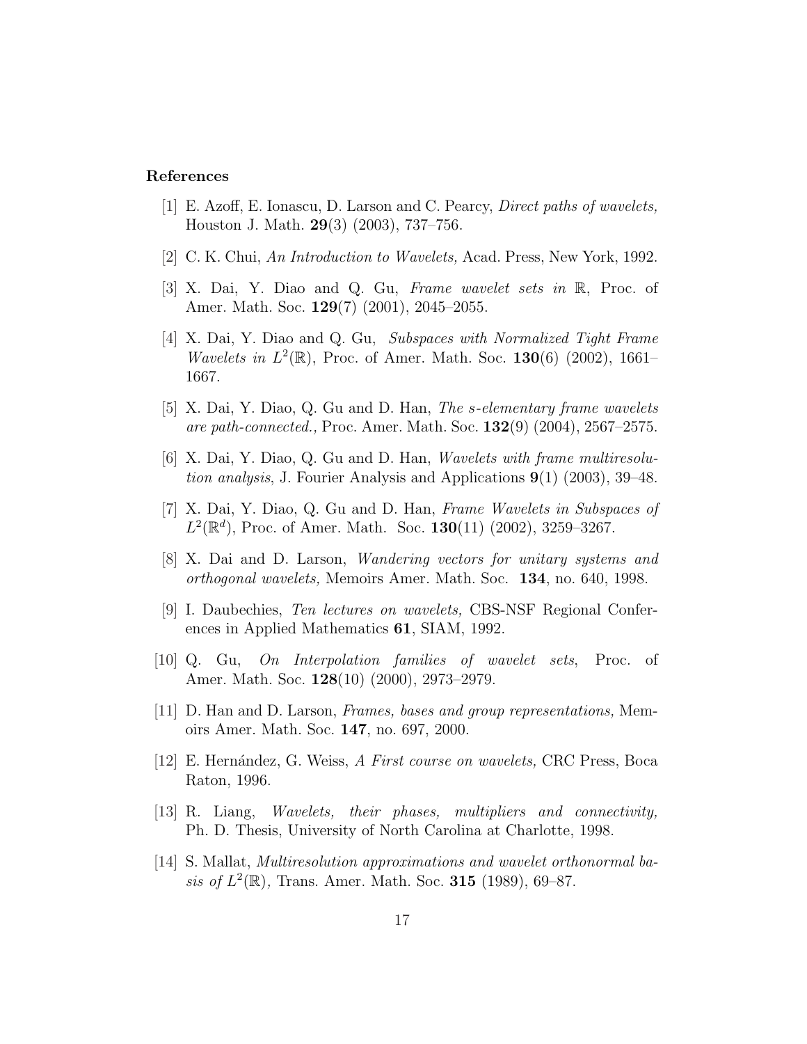## References

[1] E. Azoff, E. Ionascu, D. Larson and C. Pearcy, *Direct paths of wavelets,* Houston J. Math. **29**(3) (2003), 737–756.

[2] C. K. Chui, *An Introduction to Wavelets,* Acad. Press, New York, 1992.

[3] X. Dai, Y. Diao and Q. Gu, *Frame wavelet sets in* $\mathbb{R}$, Proc. of Amer. Math. Soc. **129**(7) (2001), 2045–2055.

[4] X. Dai, Y. Diao and Q. Gu, *Subspaces with Normalized Tight Frame Wavelets in* $L^2(\mathbb{R})$, Proc. of Amer. Math. Soc. **130**(6) (2002), 1661–1667.

[5] X. Dai, Y. Diao, Q. Gu and D. Han, *The s-elementary frame wavelets are path-connected.,* Proc. Amer. Math. Soc. **132**(9) (2004), 2567–2575.

[6] X. Dai, Y. Diao, Q. Gu and D. Han, *Wavelets with frame multiresolution analysis*, J. Fourier Analysis and Applications **9**(1) (2003), 39–48.

[7] X. Dai, Y. Diao, Q. Gu and D. Han, *Frame Wavelets in Subspaces of* $L^2(\mathbb{R}^d)$, Proc. of Amer. Math. Soc. **130**(11) (2002), 3259–3267.

[8] X. Dai and D. Larson, *Wandering vectors for unitary systems and orthogonal wavelets,* Memoirs Amer. Math. Soc. **134**, no. 640, 1998.

[9] I. Daubechies, *Ten lectures on wavelets,* CBS-NSF Regional Conferences in Applied Mathematics **61**, SIAM, 1992.

[10] Q. Gu, *On Interpolation families of wavelet sets*, Proc. of Amer. Math. Soc. **128**(10) (2000), 2973–2979.

[11] D. Han and D. Larson, *Frames, bases and group representations,* Memoirs Amer. Math. Soc. **147**, no. 697, 2000.

[12] E. Hernández, G. Weiss, *A First course on wavelets,* CRC Press, Boca Raton, 1996.

[13] R. Liang, *Wavelets, their phases, multipliers and connectivity,* Ph. D. Thesis, University of North Carolina at Charlotte, 1998.

[14] S. Mallat, *Multiresolution approximations and wavelet orthonormal basis of* $L^2(\mathbb{R})$*,* Trans. Amer. Math. Soc. **315** (1989), 69–87.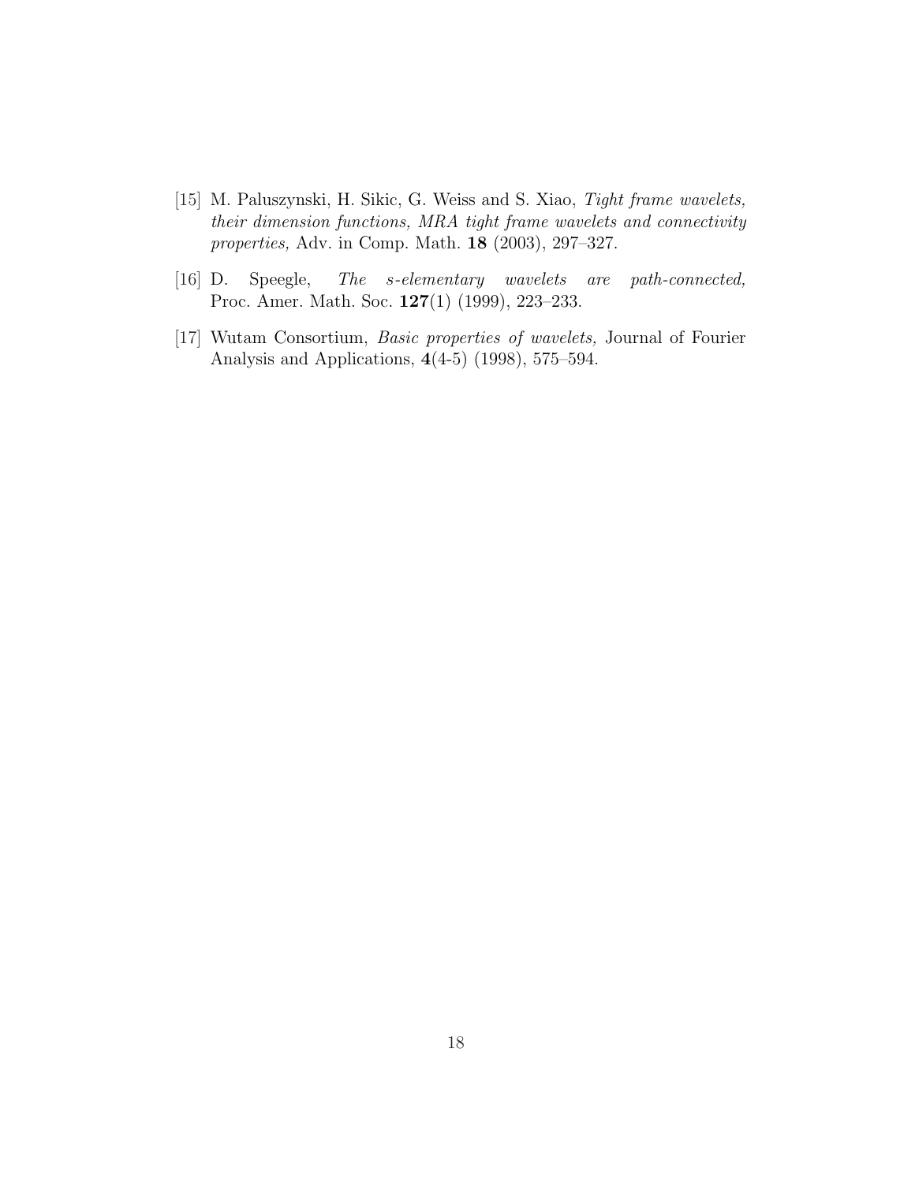[15] M. Paluszynski, H. Sikic, G. Weiss and S. Xiao, *Tight frame wavelets, their dimension functions, MRA tight frame wavelets and connectivity properties,* Adv. in Comp. Math. **18** (2003), 297–327.

[16] D. Speegle, *The s-elementary wavelets are path-connected,* Proc. Amer. Math. Soc. **127**(1) (1999), 223–233.

[17] Wutam Consortium, *Basic properties of wavelets,* Journal of Fourier Analysis and Applications, **4**(4-5) (1998), 575–594.